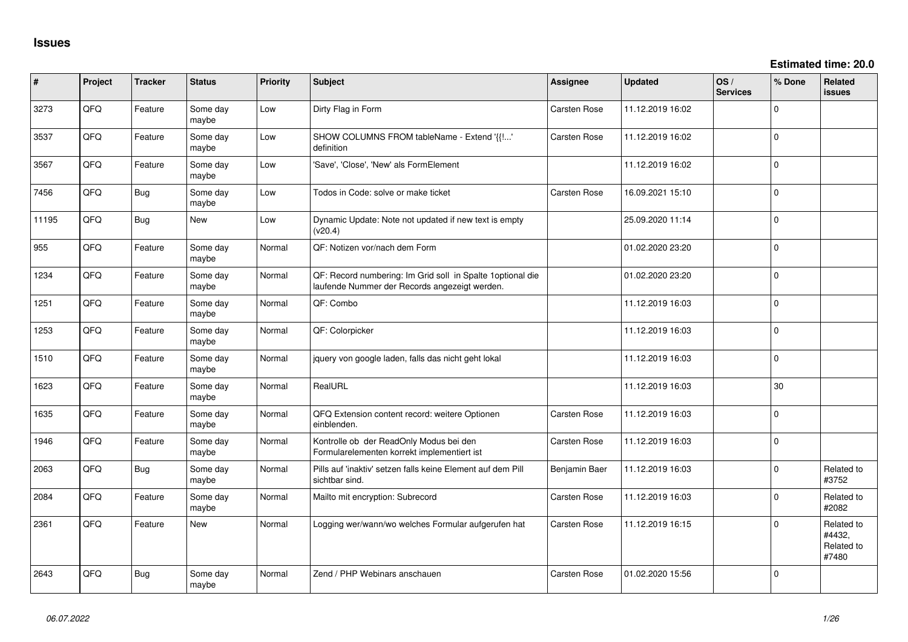## Issues

**Estimated time: 20.0**

| # | Project | Tracker | Status | Priority | Subject | Assignee | Updated | OS / Services | % Done | Related issues |
|---|---|---|---|---|---|---|---|---|---|---|
| 3273 | QFQ | Feature | Some day maybe | Low | Dirty Flag in Form | Carsten Rose | 11.12.2019 16:02 | | 0 | |
| 3537 | QFQ | Feature | Some day maybe | Low | SHOW COLUMNS FROM tableName - Extend '{{!...' definition | Carsten Rose | 11.12.2019 16:02 | | 0 | |
| 3567 | QFQ | Feature | Some day maybe | Low | 'Save', 'Close', 'New' als FormElement | | 11.12.2019 16:02 | | 0 | |
| 7456 | QFQ | Bug | Some day maybe | Low | Todos in Code: solve or make ticket | Carsten Rose | 16.09.2021 15:10 | | 0 | |
| 11195 | QFQ | Bug | New | Low | Dynamic Update: Note not updated if new text is empty (v20.4) | | 25.09.2020 11:14 | | 0 | |
| 955 | QFQ | Feature | Some day maybe | Normal | QF: Notizen vor/nach dem Form | | 01.02.2020 23:20 | | 0 | |
| 1234 | QFQ | Feature | Some day maybe | Normal | QF: Record numbering: Im Grid soll in Spalte 1optional die laufende Nummer der Records angezeigt werden. | | 01.02.2020 23:20 | | 0 | |
| 1251 | QFQ | Feature | Some day maybe | Normal | QF: Combo | | 11.12.2019 16:03 | | 0 | |
| 1253 | QFQ | Feature | Some day maybe | Normal | QF: Colorpicker | | 11.12.2019 16:03 | | 0 | |
| 1510 | QFQ | Feature | Some day maybe | Normal | jquery von google laden, falls das nicht geht lokal | | 11.12.2019 16:03 | | 0 | |
| 1623 | QFQ | Feature | Some day maybe | Normal | RealURL | | 11.12.2019 16:03 | | 30 | |
| 1635 | QFQ | Feature | Some day maybe | Normal | QFQ Extension content record: weitere Optionen einblenden. | Carsten Rose | 11.12.2019 16:03 | | 0 | |
| 1946 | QFQ | Feature | Some day maybe | Normal | Kontrolle ob der ReadOnly Modus bei den Formularelementen korrekt implementiert ist | Carsten Rose | 11.12.2019 16:03 | | 0 | |
| 2063 | QFQ | Bug | Some day maybe | Normal | Pills auf 'inaktiv' setzen falls keine Element auf dem Pill sichtbar sind. | Benjamin Baer | 11.12.2019 16:03 | | 0 | Related to #3752 |
| 2084 | QFQ | Feature | Some day maybe | Normal | Mailto mit encryption: Subrecord | Carsten Rose | 11.12.2019 16:03 | | 0 | Related to #2082 |
| 2361 | QFQ | Feature | New | Normal | Logging wer/wann/wo welches Formular aufgerufen hat | Carsten Rose | 11.12.2019 16:15 | | 0 | Related to #4432, Related to #7480 |
| 2643 | QFQ | Bug | Some day maybe | Normal | Zend / PHP Webinars anschauen | Carsten Rose | 01.02.2020 15:56 | | 0 | |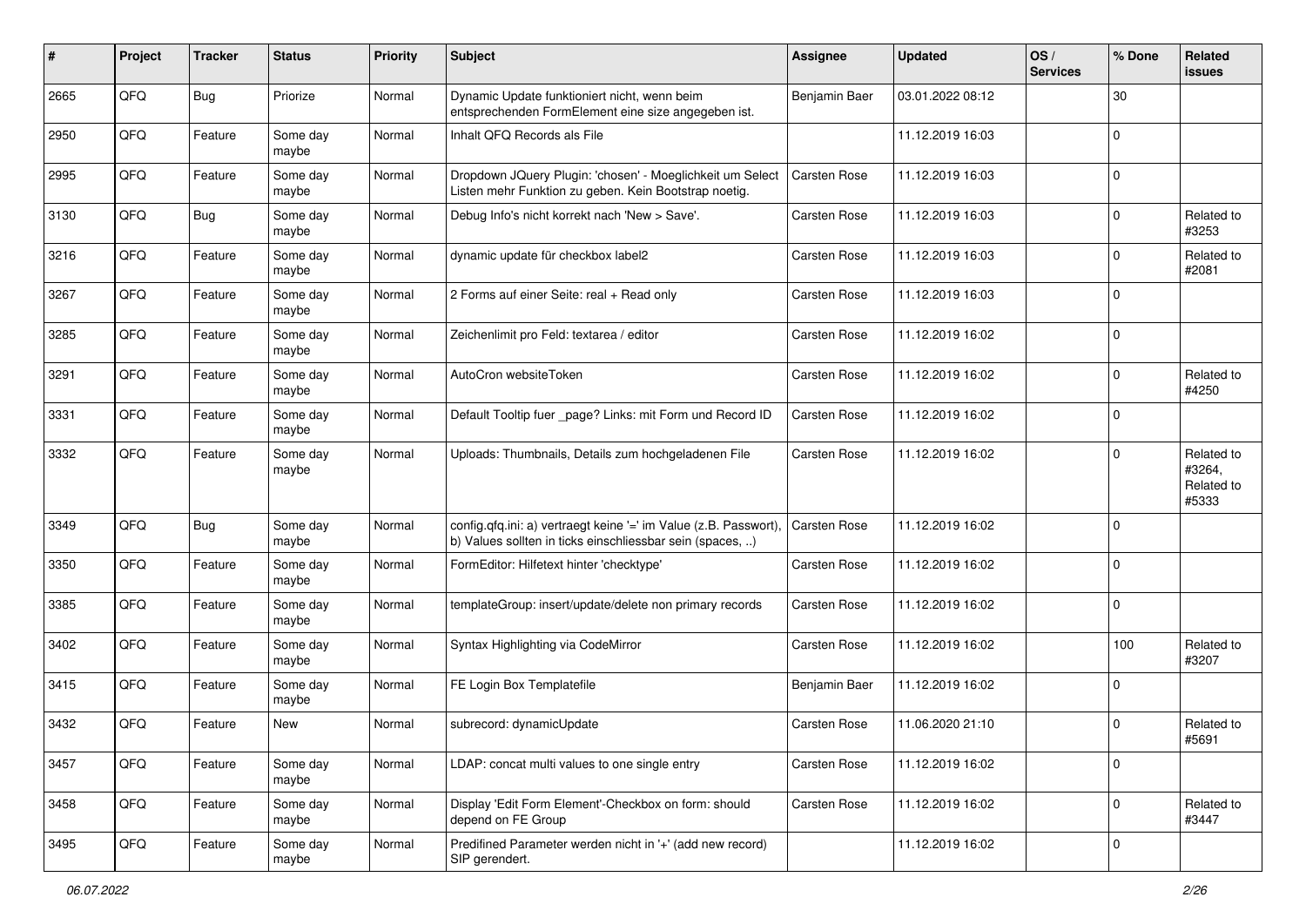| # | Project | Tracker | Status | Priority | Subject | Assignee | Updated | OS / Services | % Done | Related issues |
|---|---|---|---|---|---|---|---|---|---|---|
| 2665 | QFQ | Bug | Priorize | Normal | Dynamic Update funktioniert nicht, wenn beim entsprechenden FormElement eine size angegeben ist. | Benjamin Baer | 03.01.2022 08:12 | | 30 | |
| 2950 | QFQ | Feature | Some day maybe | Normal | Inhalt QFQ Records als File | | 11.12.2019 16:03 | | 0 | |
| 2995 | QFQ | Feature | Some day maybe | Normal | Dropdown JQuery Plugin: 'chosen' - Moeglichkeit um Select Listen mehr Funktion zu geben. Kein Bootstrap noetig. | Carsten Rose | 11.12.2019 16:03 | | 0 | |
| 3130 | QFQ | Bug | Some day maybe | Normal | Debug Info's nicht korrekt nach 'New > Save'. | Carsten Rose | 11.12.2019 16:03 | | 0 | Related to #3253 |
| 3216 | QFQ | Feature | Some day maybe | Normal | dynamic update für checkbox label2 | Carsten Rose | 11.12.2019 16:03 | | 0 | Related to #2081 |
| 3267 | QFQ | Feature | Some day maybe | Normal | 2 Forms auf einer Seite: real + Read only | Carsten Rose | 11.12.2019 16:03 | | 0 | |
| 3285 | QFQ | Feature | Some day maybe | Normal | Zeichenlimit pro Feld: textarea / editor | Carsten Rose | 11.12.2019 16:02 | | 0 | |
| 3291 | QFQ | Feature | Some day maybe | Normal | AutoCron websiteToken | Carsten Rose | 11.12.2019 16:02 | | 0 | Related to #4250 |
| 3331 | QFQ | Feature | Some day maybe | Normal | Default Tooltip fuer _page? Links: mit Form und Record ID | Carsten Rose | 11.12.2019 16:02 | | 0 | |
| 3332 | QFQ | Feature | Some day maybe | Normal | Uploads: Thumbnails, Details zum hochgeladenen File | Carsten Rose | 11.12.2019 16:02 | | 0 | Related to #3264, Related to #5333 |
| 3349 | QFQ | Bug | Some day maybe | Normal | config.qfq.ini: a) vertraegt keine '=' im Value (z.B. Passwort), b) Values sollten in ticks einschliessbar sein (spaces, ..) | Carsten Rose | 11.12.2019 16:02 | | 0 | |
| 3350 | QFQ | Feature | Some day maybe | Normal | FormEditor: Hilfetext hinter 'checktype' | Carsten Rose | 11.12.2019 16:02 | | 0 | |
| 3385 | QFQ | Feature | Some day maybe | Normal | templateGroup: insert/update/delete non primary records | Carsten Rose | 11.12.2019 16:02 | | 0 | |
| 3402 | QFQ | Feature | Some day maybe | Normal | Syntax Highlighting via CodeMirror | Carsten Rose | 11.12.2019 16:02 | | 100 | Related to #3207 |
| 3415 | QFQ | Feature | Some day maybe | Normal | FE Login Box Templatefile | Benjamin Baer | 11.12.2019 16:02 | | 0 | |
| 3432 | QFQ | Feature | New | Normal | subrecord: dynamicUpdate | Carsten Rose | 11.06.2020 21:10 | | 0 | Related to #5691 |
| 3457 | QFQ | Feature | Some day maybe | Normal | LDAP: concat multi values to one single entry | Carsten Rose | 11.12.2019 16:02 | | 0 | |
| 3458 | QFQ | Feature | Some day maybe | Normal | Display 'Edit Form Element'-Checkbox on form: should depend on FE Group | Carsten Rose | 11.12.2019 16:02 | | 0 | Related to #3447 |
| 3495 | QFQ | Feature | Some day maybe | Normal | Predifined Parameter werden nicht in '+' (add new record) SIP gerendert. | | 11.12.2019 16:02 | | 0 | |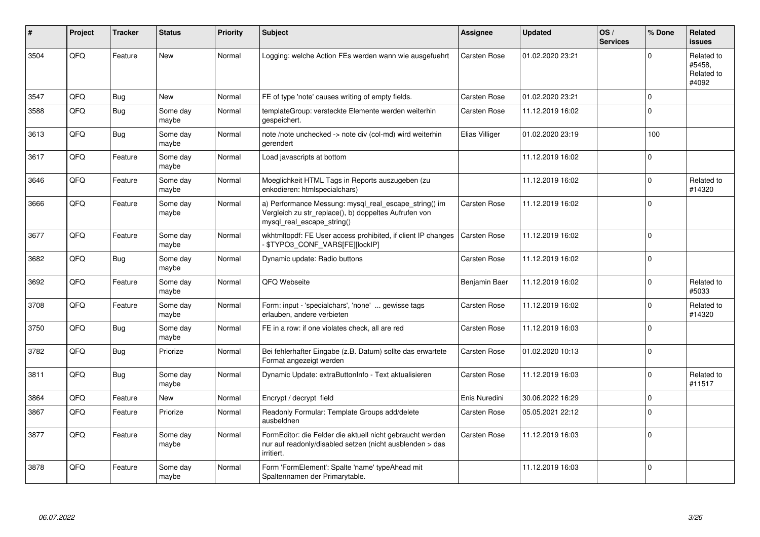| # | Project | Tracker | Status | Priority | Subject | Assignee | Updated | OS / Services | % Done | Related issues |
|---|---|---|---|---|---|---|---|---|---|---|
| 3504 | QFQ | Feature | New | Normal | Logging: welche Action FEs werden wann wie ausgefuehrt | Carsten Rose | 01.02.2020 23:21 | | 0 | Related to #5458, Related to #4092 |
| 3547 | QFQ | Bug | New | Normal | FE of type 'note' causes writing of empty fields. | Carsten Rose | 01.02.2020 23:21 | | 0 | |
| 3588 | QFQ | Bug | Some day maybe | Normal | templateGroup: versteckte Elemente werden weiterhin gespeichert. | Carsten Rose | 11.12.2019 16:02 | | 0 | |
| 3613 | QFQ | Bug | Some day maybe | Normal | note /note unchecked -> note div (col-md) wird weiterhin gerendert | Elias Villiger | 01.02.2020 23:19 | | 100 | |
| 3617 | QFQ | Feature | Some day maybe | Normal | Load javascripts at bottom | | 11.12.2019 16:02 | | 0 | |
| 3646 | QFQ | Feature | Some day maybe | Normal | Moeglichkeit HTML Tags in Reports auszugeben (zu enkodieren: htmlspecialchars) | | 11.12.2019 16:02 | | 0 | Related to #14320 |
| 3666 | QFQ | Feature | Some day maybe | Normal | a) Performance Messung: mysql_real_escape_string() im Vergleich zu str_replace(), b) doppeltes Aufrufen von mysql_real_escape_string() | Carsten Rose | 11.12.2019 16:02 | | 0 | |
| 3677 | QFQ | Feature | Some day maybe | Normal | wkhtmltopdf: FE User access prohibited, if client IP changes - $TYPO3_CONF_VARS[FE][lockIP] | Carsten Rose | 11.12.2019 16:02 | | 0 | |
| 3682 | QFQ | Bug | Some day maybe | Normal | Dynamic update: Radio buttons | Carsten Rose | 11.12.2019 16:02 | | 0 | |
| 3692 | QFQ | Feature | Some day maybe | Normal | QFQ Webseite | Benjamin Baer | 11.12.2019 16:02 | | 0 | Related to #5033 |
| 3708 | QFQ | Feature | Some day maybe | Normal | Form: input - 'specialchars', 'none' ... gewisse tags erlauben, andere verbieten | Carsten Rose | 11.12.2019 16:02 | | 0 | Related to #14320 |
| 3750 | QFQ | Bug | Some day maybe | Normal | FE in a row: if one violates check, all are red | Carsten Rose | 11.12.2019 16:03 | | 0 | |
| 3782 | QFQ | Bug | Priorize | Normal | Bei fehlerhafter Eingabe (z.B. Datum) sollte das erwartete Format angezeigt werden | Carsten Rose | 01.02.2020 10:13 | | 0 | |
| 3811 | QFQ | Bug | Some day maybe | Normal | Dynamic Update: extraButtonInfo - Text aktualisieren | Carsten Rose | 11.12.2019 16:03 | | 0 | Related to #11517 |
| 3864 | QFQ | Feature | New | Normal | Encrypt / decrypt field | Enis Nuredini | 30.06.2022 16:29 | | 0 | |
| 3867 | QFQ | Feature | Priorize | Normal | Readonly Formular: Template Groups add/delete ausbeldnen | Carsten Rose | 05.05.2021 22:12 | | 0 | |
| 3877 | QFQ | Feature | Some day maybe | Normal | FormEditor: die Felder die aktuell nicht gebraucht werden nur auf readonly/disabled setzen (nicht ausblenden > das irritiert. | Carsten Rose | 11.12.2019 16:03 | | 0 | |
| 3878 | QFQ | Feature | Some day maybe | Normal | Form 'FormElement': Spalte 'name' typeAhead mit Spaltennamen der Primarytable. | | 11.12.2019 16:03 | | 0 | |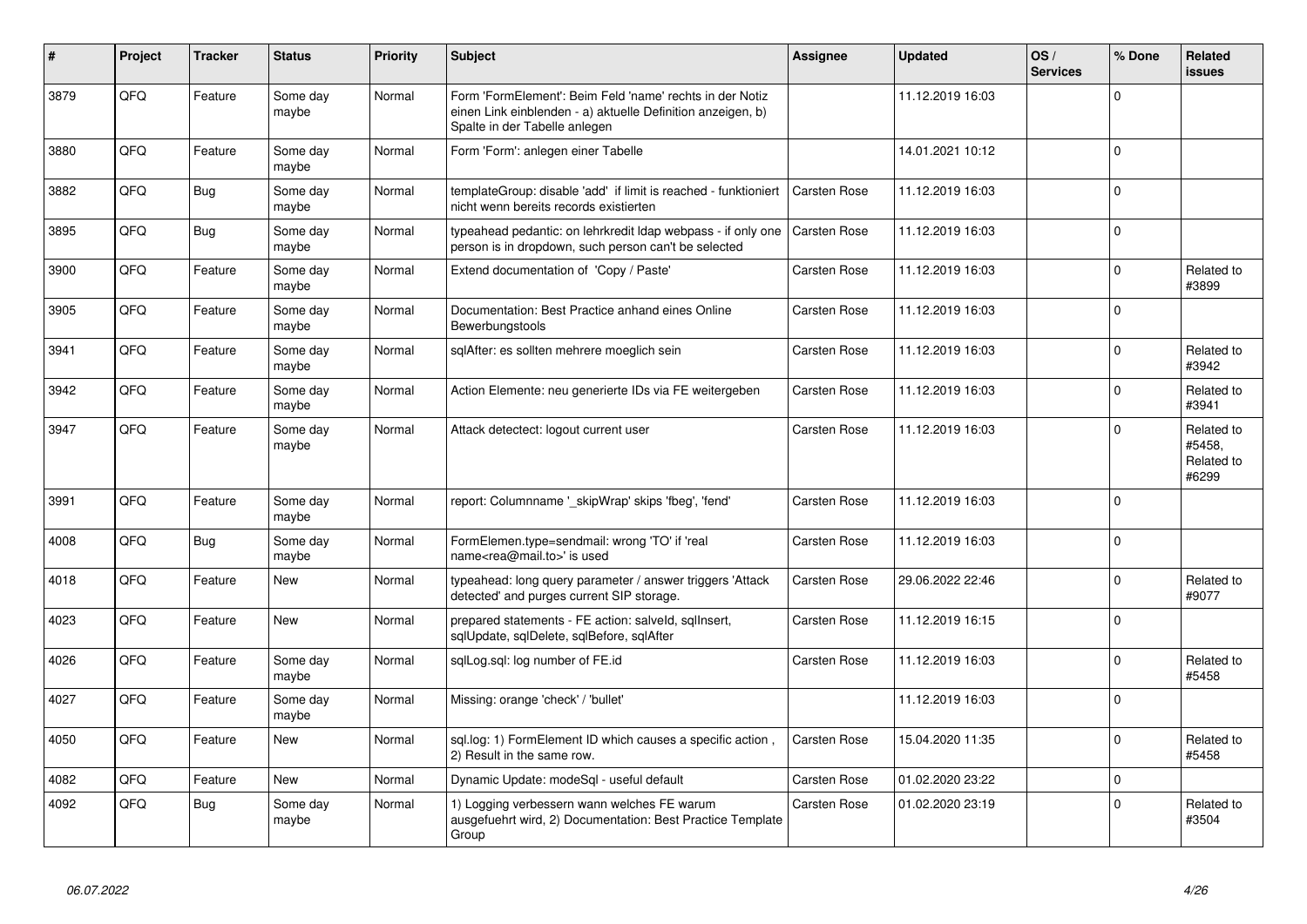| # | Project | Tracker | Status | Priority | Subject | Assignee | Updated | OS / Services | % Done | Related issues |
|---|---|---|---|---|---|---|---|---|---|---|
| 3879 | QFQ | Feature | Some day maybe | Normal | Form 'FormElement': Beim Feld 'name' rechts in der Notiz einen Link einblenden - a) aktuelle Definition anzeigen, b) Spalte in der Tabelle anlegen | | 11.12.2019 16:03 | | 0 | |
| 3880 | QFQ | Feature | Some day maybe | Normal | Form 'Form': anlegen einer Tabelle | | 14.01.2021 10:12 | | 0 | |
| 3882 | QFQ | Bug | Some day maybe | Normal | templateGroup: disable 'add' if limit is reached - funktioniert nicht wenn bereits records existierten | Carsten Rose | 11.12.2019 16:03 | | 0 | |
| 3895 | QFQ | Bug | Some day maybe | Normal | typeahead pedantic: on lehrkredit ldap webpass - if only one person is in dropdown, such person can't be selected | Carsten Rose | 11.12.2019 16:03 | | 0 | |
| 3900 | QFQ | Feature | Some day maybe | Normal | Extend documentation of 'Copy / Paste' | Carsten Rose | 11.12.2019 16:03 | | 0 | Related to #3899 |
| 3905 | QFQ | Feature | Some day maybe | Normal | Documentation: Best Practice anhand eines Online Bewerbungstools | Carsten Rose | 11.12.2019 16:03 | | 0 | |
| 3941 | QFQ | Feature | Some day maybe | Normal | sqlAfter: es sollten mehrere moeglich sein | Carsten Rose | 11.12.2019 16:03 | | 0 | Related to #3942 |
| 3942 | QFQ | Feature | Some day maybe | Normal | Action Elemente: neu generierte IDs via FE weitergeben | Carsten Rose | 11.12.2019 16:03 | | 0 | Related to #3941 |
| 3947 | QFQ | Feature | Some day maybe | Normal | Attack detectect: logout current user | Carsten Rose | 11.12.2019 16:03 | | 0 | Related to #5458, Related to #6299 |
| 3991 | QFQ | Feature | Some day maybe | Normal | report: Columnname '_skipWrap' skips 'fbeg', 'fend' | Carsten Rose | 11.12.2019 16:03 | | 0 | |
| 4008 | QFQ | Bug | Some day maybe | Normal | FormElemen.type=sendmail: wrong 'TO' if 'real name<rea@mail.to>' is used | Carsten Rose | 11.12.2019 16:03 | | 0 | |
| 4018 | QFQ | Feature | New | Normal | typeahead: long query parameter / answer triggers 'Attack detected' and purges current SIP storage. | Carsten Rose | 29.06.2022 22:46 | | 0 | Related to #9077 |
| 4023 | QFQ | Feature | New | Normal | prepared statements - FE action: salveld, sqlInsert, sqlUpdate, sqlDelete, sqlBefore, sqlAfter | Carsten Rose | 11.12.2019 16:15 | | 0 | |
| 4026 | QFQ | Feature | Some day maybe | Normal | sqlLog.sql: log number of FE.id | Carsten Rose | 11.12.2019 16:03 | | 0 | Related to #5458 |
| 4027 | QFQ | Feature | Some day maybe | Normal | Missing: orange 'check' / 'bullet' | | 11.12.2019 16:03 | | 0 | |
| 4050 | QFQ | Feature | New | Normal | sql.log: 1) FormElement ID which causes a specific action , 2) Result in the same row. | Carsten Rose | 15.04.2020 11:35 | | 0 | Related to #5458 |
| 4082 | QFQ | Feature | New | Normal | Dynamic Update: modeSql - useful default | Carsten Rose | 01.02.2020 23:22 | | 0 | |
| 4092 | QFQ | Bug | Some day maybe | Normal | 1) Logging verbessern wann welches FE warum ausgefuehrt wird, 2) Documentation: Best Practice Template Group | Carsten Rose | 01.02.2020 23:19 | | 0 | Related to #3504 |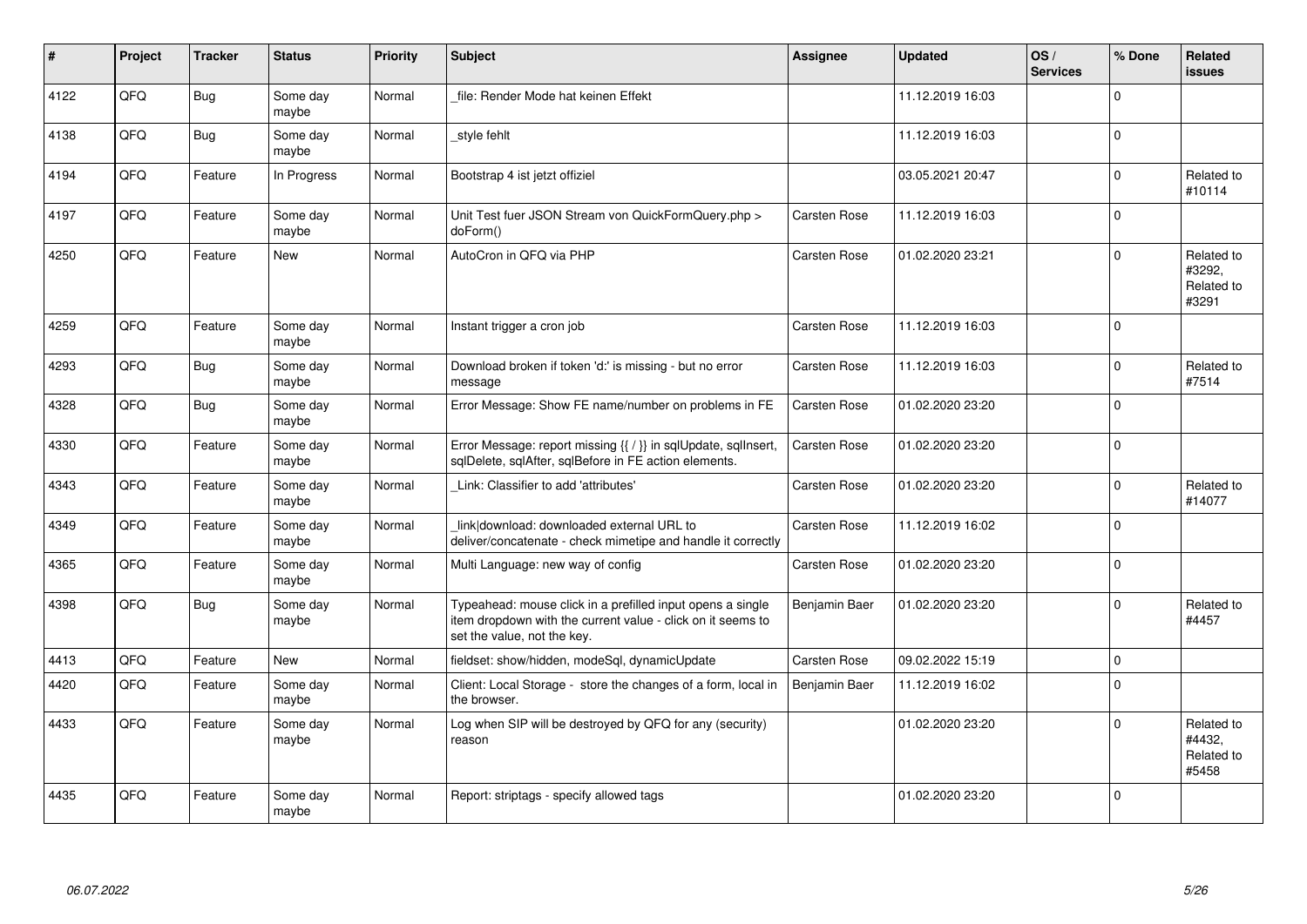| # | Project | Tracker | Status | Priority | Subject | Assignee | Updated | OS / Services | % Done | Related issues |
|---|---|---|---|---|---|---|---|---|---|---|
| 4122 | QFO | Bug | Some day maybe | Normal | _file: Render Mode hat keinen Effekt | | 11.12.2019 16:03 | | 0 | |
| 4138 | QFQ | Bug | Some day maybe | Normal | _style fehlt | | 11.12.2019 16:03 | | 0 | |
| 4194 | QFQ | Feature | In Progress | Normal | Bootstrap 4 ist jetzt offiziel | | 03.05.2021 20:47 | | 0 | Related to #10114 |
| 4197 | QFQ | Feature | Some day maybe | Normal | Unit Test fuer JSON Stream von QuickFormQuery.php > doForm() | Carsten Rose | 11.12.2019 16:03 | | 0 | |
| 4250 | QFQ | Feature | New | Normal | AutoCron in QFQ via PHP | Carsten Rose | 01.02.2020 23:21 | | 0 | Related to #3292, Related to #3291 |
| 4259 | QFQ | Feature | Some day maybe | Normal | Instant trigger a cron job | Carsten Rose | 11.12.2019 16:03 | | 0 | |
| 4293 | QFQ | Bug | Some day maybe | Normal | Download broken if token 'd:' is missing - but no error message | Carsten Rose | 11.12.2019 16:03 | | 0 | Related to #7514 |
| 4328 | QFQ | Bug | Some day maybe | Normal | Error Message: Show FE name/number on problems in FE | Carsten Rose | 01.02.2020 23:20 | | 0 | |
| 4330 | QFQ | Feature | Some day maybe | Normal | Error Message: report missing {{ / }} in sqlUpdate, sqlInsert, sqlDelete, sqlAfter, sqlBefore in FE action elements. | Carsten Rose | 01.02.2020 23:20 | | 0 | |
| 4343 | QFQ | Feature | Some day maybe | Normal | _Link: Classifier to add 'attributes' | Carsten Rose | 01.02.2020 23:20 | | 0 | Related to #14077 |
| 4349 | QFQ | Feature | Some day maybe | Normal | _link\|download: downloaded external URL to deliver/concatenate - check mimetipe and handle it correctly | Carsten Rose | 11.12.2019 16:02 | | 0 | |
| 4365 | QFQ | Feature | Some day maybe | Normal | Multi Language: new way of config | Carsten Rose | 01.02.2020 23:20 | | 0 | |
| 4398 | QFQ | Bug | Some day maybe | Normal | Typeahead: mouse click in a prefilled input opens a single item dropdown with the current value - click on it seems to set the value, not the key. | Benjamin Baer | 01.02.2020 23:20 | | 0 | Related to #4457 |
| 4413 | QFQ | Feature | New | Normal | fieldset: show/hidden, modeSql, dynamicUpdate | Carsten Rose | 09.02.2022 15:19 | | 0 | |
| 4420 | QFQ | Feature | Some day maybe | Normal | Client: Local Storage - store the changes of a form, local in the browser. | Benjamin Baer | 11.12.2019 16:02 | | 0 | |
| 4433 | QFQ | Feature | Some day maybe | Normal | Log when SIP will be destroyed by QFQ for any (security) reason | | 01.02.2020 23:20 | | 0 | Related to #4432, Related to #5458 |
| 4435 | QFQ | Feature | Some day maybe | Normal | Report: striptags - specify allowed tags | | 01.02.2020 23:20 | | 0 | |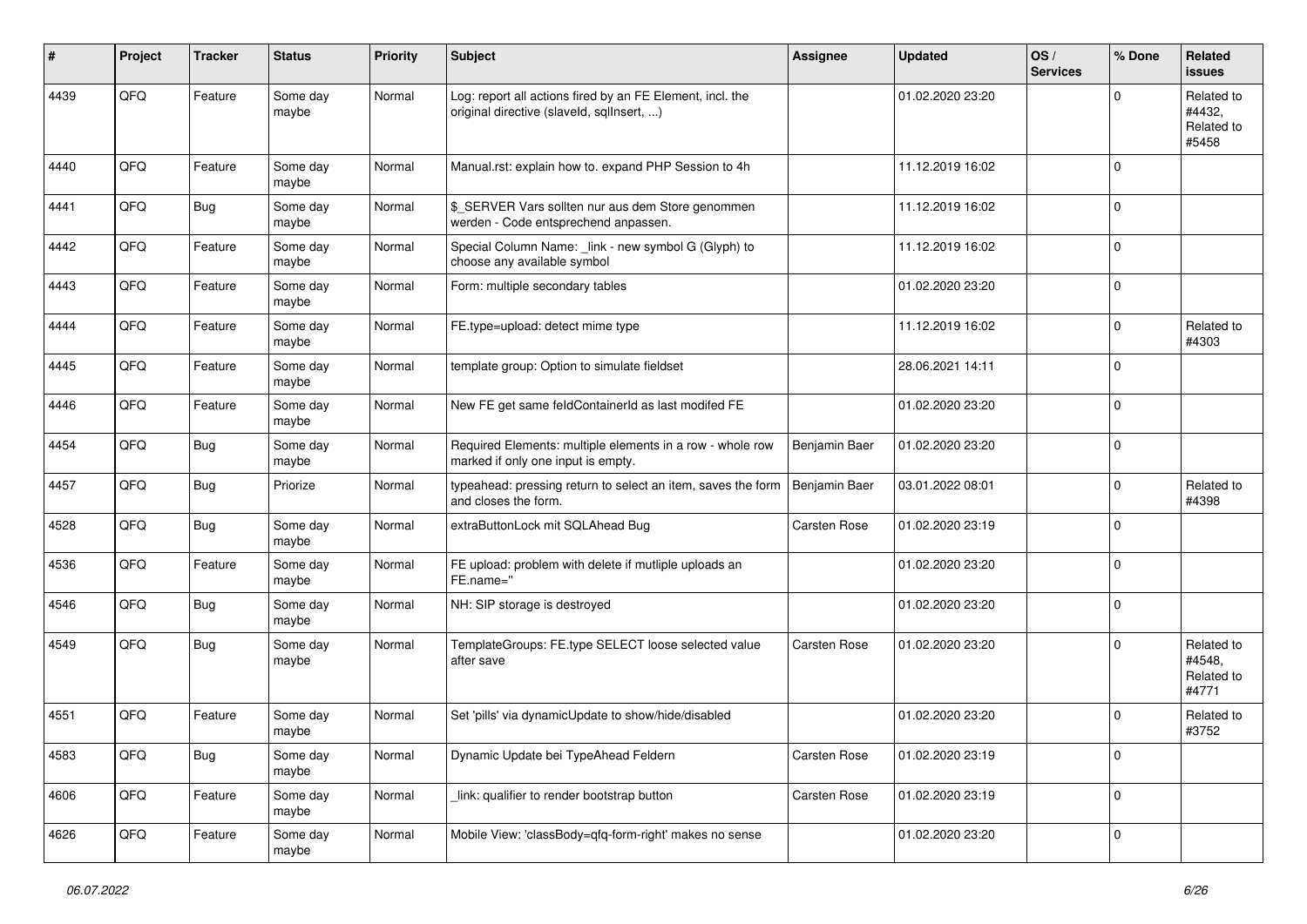| # | Project | Tracker | Status | Priority | Subject | Assignee | Updated | OS / Services | % Done | Related issues |
|---|---|---|---|---|---|---|---|---|---|---|
| 4439 | QFQ | Feature | Some day maybe | Normal | Log: report all actions fired by an FE Element, incl. the original directive (slaveId, sqlInsert, ...) | | 01.02.2020 23:20 | | 0 | Related to #4432, Related to #5458 |
| 4440 | QFQ | Feature | Some day maybe | Normal | Manual.rst: explain how to. expand PHP Session to 4h | | 11.12.2019 16:02 | | 0 | |
| 4441 | QFQ | Bug | Some day maybe | Normal | $_SERVER Vars sollten nur aus dem Store genommen werden - Code entsprechend anpassen. | | 11.12.2019 16:02 | | 0 | |
| 4442 | QFQ | Feature | Some day maybe | Normal | Special Column Name: _link - new symbol G (Glyph) to choose any available symbol | | 11.12.2019 16:02 | | 0 | |
| 4443 | QFQ | Feature | Some day maybe | Normal | Form: multiple secondary tables | | 01.02.2020 23:20 | | 0 | |
| 4444 | QFQ | Feature | Some day maybe | Normal | FE.type=upload: detect mime type | | 11.12.2019 16:02 | | 0 | Related to #4303 |
| 4445 | QFQ | Feature | Some day maybe | Normal | template group: Option to simulate fieldset | | 28.06.2021 14:11 | | 0 | |
| 4446 | QFQ | Feature | Some day maybe | Normal | New FE get same feldContainerId as last modifed FE | | 01.02.2020 23:20 | | 0 | |
| 4454 | QFQ | Bug | Some day maybe | Normal | Required Elements: multiple elements in a row - whole row marked if only one input is empty. | Benjamin Baer | 01.02.2020 23:20 | | 0 | |
| 4457 | QFQ | Bug | Priorize | Normal | typeahead: pressing return to select an item, saves the form and closes the form. | Benjamin Baer | 03.01.2022 08:01 | | 0 | Related to #4398 |
| 4528 | QFQ | Bug | Some day maybe | Normal | extraButtonLock mit SQLAhead Bug | Carsten Rose | 01.02.2020 23:19 | | 0 | |
| 4536 | QFQ | Feature | Some day maybe | Normal | FE upload: problem with delete if mutliple uploads an FE.name='' | | 01.02.2020 23:20 | | 0 | |
| 4546 | QFQ | Bug | Some day maybe | Normal | NH: SIP storage is destroyed | | 01.02.2020 23:20 | | 0 | |
| 4549 | QFQ | Bug | Some day maybe | Normal | TemplateGroups: FE.type SELECT loose selected value after save | Carsten Rose | 01.02.2020 23:20 | | 0 | Related to #4548, Related to #4771 |
| 4551 | QFQ | Feature | Some day maybe | Normal | Set 'pills' via dynamicUpdate to show/hide/disabled | | 01.02.2020 23:20 | | 0 | Related to #3752 |
| 4583 | QFQ | Bug | Some day maybe | Normal | Dynamic Update bei TypeAhead Feldern | Carsten Rose | 01.02.2020 23:19 | | 0 | |
| 4606 | QFQ | Feature | Some day maybe | Normal | _link: qualifier to render bootstrap button | Carsten Rose | 01.02.2020 23:19 | | 0 | |
| 4626 | QFQ | Feature | Some day maybe | Normal | Mobile View: 'classBody=qfq-form-right' makes no sense | | 01.02.2020 23:20 | | 0 | |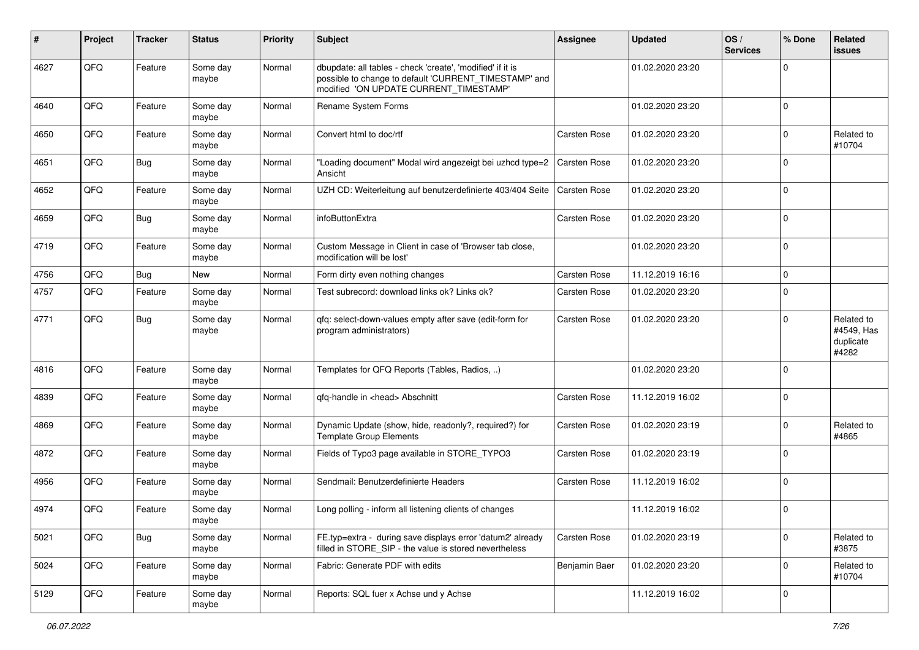| # | Project | Tracker | Status | Priority | Subject | Assignee | Updated | OS / Services | % Done | Related issues |
|---|---|---|---|---|---|---|---|---|---|---|
| 4627 | QFQ | Feature | Some day maybe | Normal | dbupdate: all tables - check 'create', 'modified' if it is possible to change to default 'CURRENT_TIMESTAMP' and modified 'ON UPDATE CURRENT_TIMESTAMP' | | 01.02.2020 23:20 | | 0 | |
| 4640 | QFQ | Feature | Some day maybe | Normal | Rename System Forms | | 01.02.2020 23:20 | | 0 | |
| 4650 | QFQ | Feature | Some day maybe | Normal | Convert html to doc/rtf | Carsten Rose | 01.02.2020 23:20 | | 0 | Related to #10704 |
| 4651 | QFQ | Bug | Some day maybe | Normal | "Loading document" Modal wird angezeigt bei uzhcd type=2 Ansicht | Carsten Rose | 01.02.2020 23:20 | | 0 | |
| 4652 | QFQ | Feature | Some day maybe | Normal | UZH CD: Weiterleitung auf benutzerdefinierte 403/404 Seite | Carsten Rose | 01.02.2020 23:20 | | 0 | |
| 4659 | QFQ | Bug | Some day maybe | Normal | infoButtonExtra | Carsten Rose | 01.02.2020 23:20 | | 0 | |
| 4719 | QFQ | Feature | Some day maybe | Normal | Custom Message in Client in case of 'Browser tab close, modification will be lost' | | 01.02.2020 23:20 | | 0 | |
| 4756 | QFQ | Bug | New | Normal | Form dirty even nothing changes | Carsten Rose | 11.12.2019 16:16 | | 0 | |
| 4757 | QFQ | Feature | Some day maybe | Normal | Test subrecord: download links ok? Links ok? | Carsten Rose | 01.02.2020 23:20 | | 0 | |
| 4771 | QFQ | Bug | Some day maybe | Normal | qfq: select-down-values empty after save (edit-form for program administrators) | Carsten Rose | 01.02.2020 23:20 | | 0 | Related to #4549, Has duplicate #4282 |
| 4816 | QFQ | Feature | Some day maybe | Normal | Templates for QFQ Reports (Tables, Radios, ..) | | 01.02.2020 23:20 | | 0 | |
| 4839 | QFQ | Feature | Some day maybe | Normal | qfq-handle in <head> Abschnitt | Carsten Rose | 11.12.2019 16:02 | | 0 | |
| 4869 | QFQ | Feature | Some day maybe | Normal | Dynamic Update (show, hide, readonly?, required?) for Template Group Elements | Carsten Rose | 01.02.2020 23:19 | | 0 | Related to #4865 |
| 4872 | QFQ | Feature | Some day maybe | Normal | Fields of Typo3 page available in STORE_TYPO3 | Carsten Rose | 01.02.2020 23:19 | | 0 | |
| 4956 | QFQ | Feature | Some day maybe | Normal | Sendmail: Benutzerdefinierte Headers | Carsten Rose | 11.12.2019 16:02 | | 0 | |
| 4974 | QFQ | Feature | Some day maybe | Normal | Long polling - inform all listening clients of changes | | 11.12.2019 16:02 | | 0 | |
| 5021 | QFQ | Bug | Some day maybe | Normal | FE.typ=extra - during save displays error 'datum2' already filled in STORE_SIP - the value is stored nevertheless | Carsten Rose | 01.02.2020 23:19 | | 0 | Related to #3875 |
| 5024 | QFQ | Feature | Some day maybe | Normal | Fabric: Generate PDF with edits | Benjamin Baer | 01.02.2020 23:20 | | 0 | Related to #10704 |
| 5129 | QFQ | Feature | Some day maybe | Normal | Reports: SQL fuer x Achse und y Achse | | 11.12.2019 16:02 | | 0 | |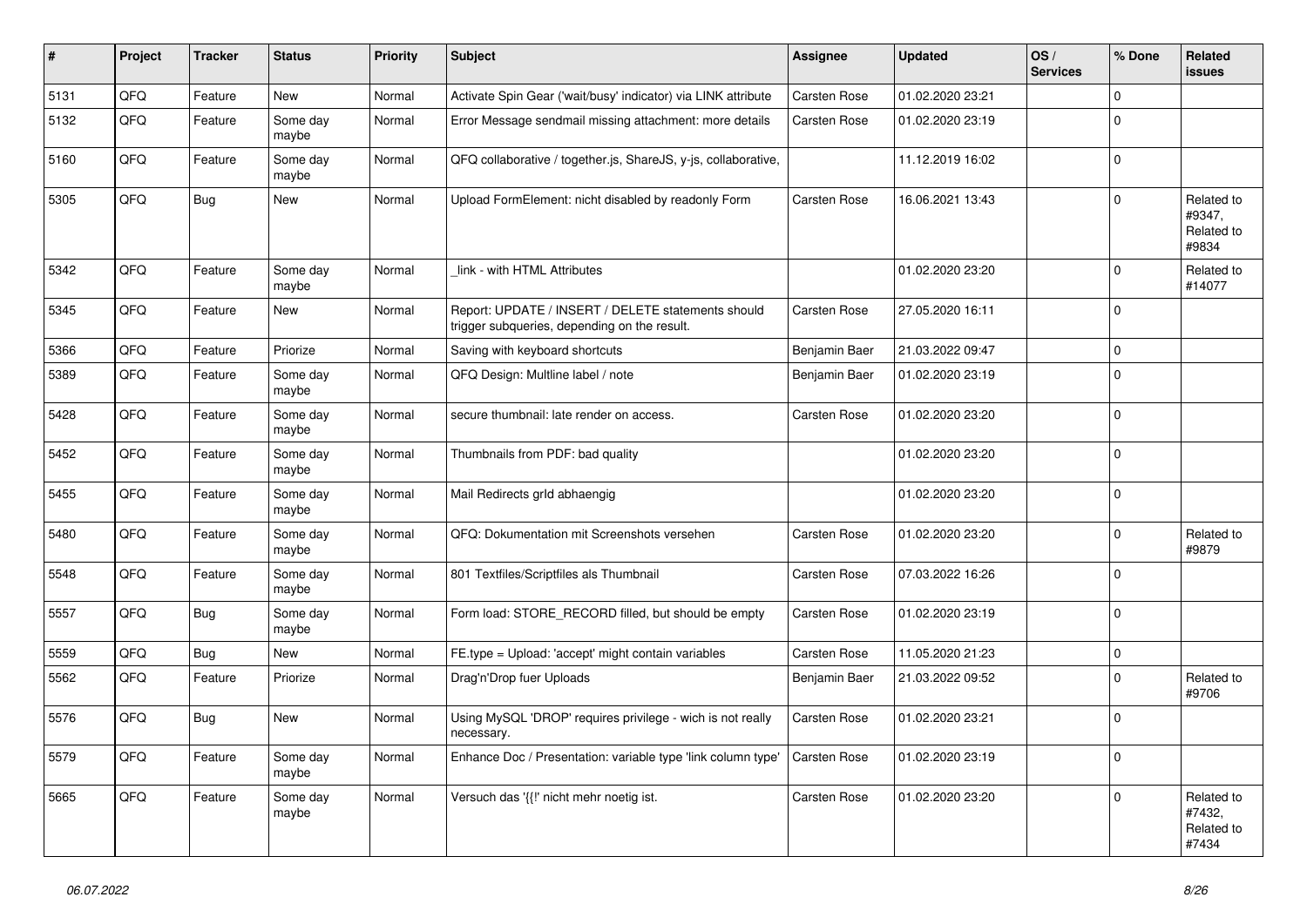| # | Project | Tracker | Status | Priority | Subject | Assignee | Updated | OS / Services | % Done | Related issues |
|---|---|---|---|---|---|---|---|---|---|---|
| 5131 | QFQ | Feature | New | Normal | Activate Spin Gear ('wait/busy' indicator) via LINK attribute | Carsten Rose | 01.02.2020 23:21 | | 0 | |
| 5132 | QFQ | Feature | Some day maybe | Normal | Error Message sendmail missing attachment: more details | Carsten Rose | 01.02.2020 23:19 | | 0 | |
| 5160 | QFQ | Feature | Some day maybe | Normal | QFQ collaborative / together.js, ShareJS, y-js, collaborative, | | 11.12.2019 16:02 | | 0 | |
| 5305 | QFQ | Bug | New | Normal | Upload FormElement: nicht disabled by readonly Form | Carsten Rose | 16.06.2021 13:43 | | 0 | Related to #9347, Related to #9834 |
| 5342 | QFQ | Feature | Some day maybe | Normal | _link - with HTML Attributes | | 01.02.2020 23:20 | | 0 | Related to #14077 |
| 5345 | QFQ | Feature | New | Normal | Report: UPDATE / INSERT / DELETE statements should trigger subqueries, depending on the result. | Carsten Rose | 27.05.2020 16:11 | | 0 | |
| 5366 | QFQ | Feature | Priorize | Normal | Saving with keyboard shortcuts | Benjamin Baer | 21.03.2022 09:47 | | 0 | |
| 5389 | QFQ | Feature | Some day maybe | Normal | QFQ Design: Multline label / note | Benjamin Baer | 01.02.2020 23:19 | | 0 | |
| 5428 | QFQ | Feature | Some day maybe | Normal | secure thumbnail: late render on access. | Carsten Rose | 01.02.2020 23:20 | | 0 | |
| 5452 | QFQ | Feature | Some day maybe | Normal | Thumbnails from PDF: bad quality | | 01.02.2020 23:20 | | 0 | |
| 5455 | QFQ | Feature | Some day maybe | Normal | Mail Redirects grId abhaengig | | 01.02.2020 23:20 | | 0 | |
| 5480 | QFQ | Feature | Some day maybe | Normal | QFQ: Dokumentation mit Screenshots versehen | Carsten Rose | 01.02.2020 23:20 | | 0 | Related to #9879 |
| 5548 | QFQ | Feature | Some day maybe | Normal | 801 Textfiles/Scriptfiles als Thumbnail | Carsten Rose | 07.03.2022 16:26 | | 0 | |
| 5557 | QFQ | Bug | Some day maybe | Normal | Form load: STORE_RECORD filled, but should be empty | Carsten Rose | 01.02.2020 23:19 | | 0 | |
| 5559 | QFQ | Bug | New | Normal | FE.type = Upload: 'accept' might contain variables | Carsten Rose | 11.05.2020 21:23 | | 0 | |
| 5562 | QFQ | Feature | Priorize | Normal | Drag'n'Drop fuer Uploads | Benjamin Baer | 21.03.2022 09:52 | | 0 | Related to #9706 |
| 5576 | QFQ | Bug | New | Normal | Using MySQL 'DROP' requires privilege - wich is not really necessary. | Carsten Rose | 01.02.2020 23:21 | | 0 | |
| 5579 | QFQ | Feature | Some day maybe | Normal | Enhance Doc / Presentation: variable type 'link column type' | Carsten Rose | 01.02.2020 23:19 | | 0 | |
| 5665 | QFQ | Feature | Some day maybe | Normal | Versuch das '{{!' nicht mehr noetig ist. | Carsten Rose | 01.02.2020 23:20 | | 0 | Related to #7432, Related to #7434 |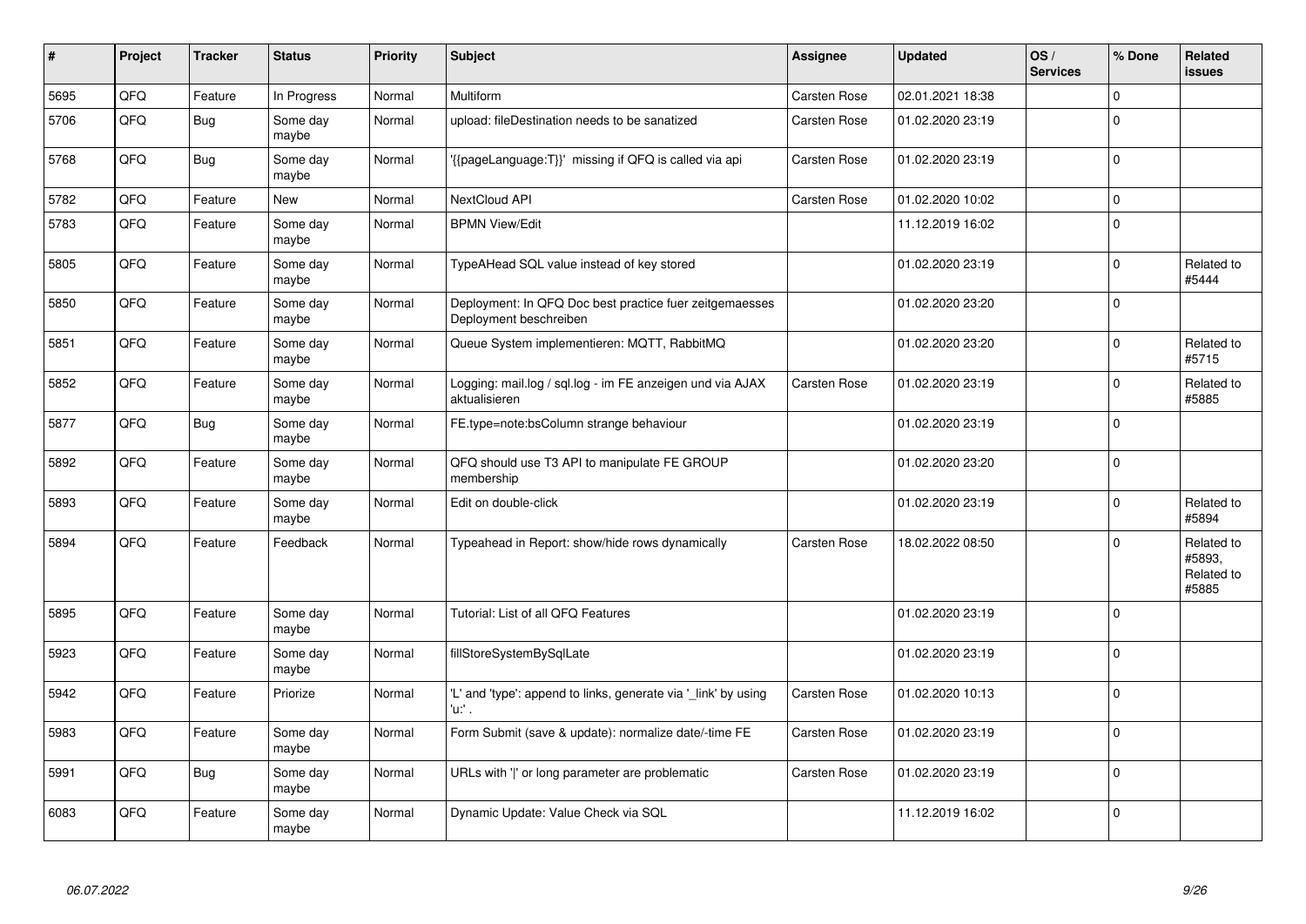| # | Project | Tracker | Status | Priority | Subject | Assignee | Updated | OS / Services | % Done | Related issues |
|---|---|---|---|---|---|---|---|---|---|---|
| 5695 | QFQ | Feature | In Progress | Normal | Multiform | Carsten Rose | 02.01.2021 18:38 | | 0 | |
| 5706 | QFQ | Bug | Some day maybe | Normal | upload: fileDestination needs to be sanatized | Carsten Rose | 01.02.2020 23:19 | | 0 | |
| 5768 | QFQ | Bug | Some day maybe | Normal | '{{pageLanguage:T}}' missing if QFQ is called via api | Carsten Rose | 01.02.2020 23:19 | | 0 | |
| 5782 | QFQ | Feature | New | Normal | NextCloud API | Carsten Rose | 01.02.2020 10:02 | | 0 | |
| 5783 | QFQ | Feature | Some day maybe | Normal | BPMN View/Edit | | 11.12.2019 16:02 | | 0 | |
| 5805 | QFQ | Feature | Some day maybe | Normal | TypeAHead SQL value instead of key stored | | 01.02.2020 23:19 | | 0 | Related to #5444 |
| 5850 | QFQ | Feature | Some day maybe | Normal | Deployment: In QFQ Doc best practice fuer zeitgemaesses Deployment beschreiben | | 01.02.2020 23:20 | | 0 | |
| 5851 | QFQ | Feature | Some day maybe | Normal | Queue System implementieren: MQTT, RabbitMQ | | 01.02.2020 23:20 | | 0 | Related to #5715 |
| 5852 | QFQ | Feature | Some day maybe | Normal | Logging: mail.log / sql.log - im FE anzeigen und via AJAX aktualisieren | Carsten Rose | 01.02.2020 23:19 | | 0 | Related to #5885 |
| 5877 | QFQ | Bug | Some day maybe | Normal | FE.type=note:bsColumn strange behaviour | | 01.02.2020 23:19 | | 0 | |
| 5892 | QFQ | Feature | Some day maybe | Normal | QFQ should use T3 API to manipulate FE GROUP membership | | 01.02.2020 23:20 | | 0 | |
| 5893 | QFQ | Feature | Some day maybe | Normal | Edit on double-click | | 01.02.2020 23:19 | | 0 | Related to #5894 |
| 5894 | QFQ | Feature | Feedback | Normal | Typeahead in Report: show/hide rows dynamically | Carsten Rose | 18.02.2022 08:50 | | 0 | Related to #5893, Related to #5885 |
| 5895 | QFQ | Feature | Some day maybe | Normal | Tutorial: List of all QFQ Features | | 01.02.2020 23:19 | | 0 | |
| 5923 | QFQ | Feature | Some day maybe | Normal | fillStoreSystemBySqlLate | | 01.02.2020 23:19 | | 0 | |
| 5942 | QFQ | Feature | Priorize | Normal | 'L' and 'type': append to links, generate via '_link' by using 'u:' . | Carsten Rose | 01.02.2020 10:13 | | 0 | |
| 5983 | QFQ | Feature | Some day maybe | Normal | Form Submit (save & update): normalize date/-time FE | Carsten Rose | 01.02.2020 23:19 | | 0 | |
| 5991 | QFQ | Bug | Some day maybe | Normal | URLs with '|' or long parameter are problematic | Carsten Rose | 01.02.2020 23:19 | | 0 | |
| 6083 | QFQ | Feature | Some day maybe | Normal | Dynamic Update: Value Check via SQL | | 11.12.2019 16:02 | | 0 | |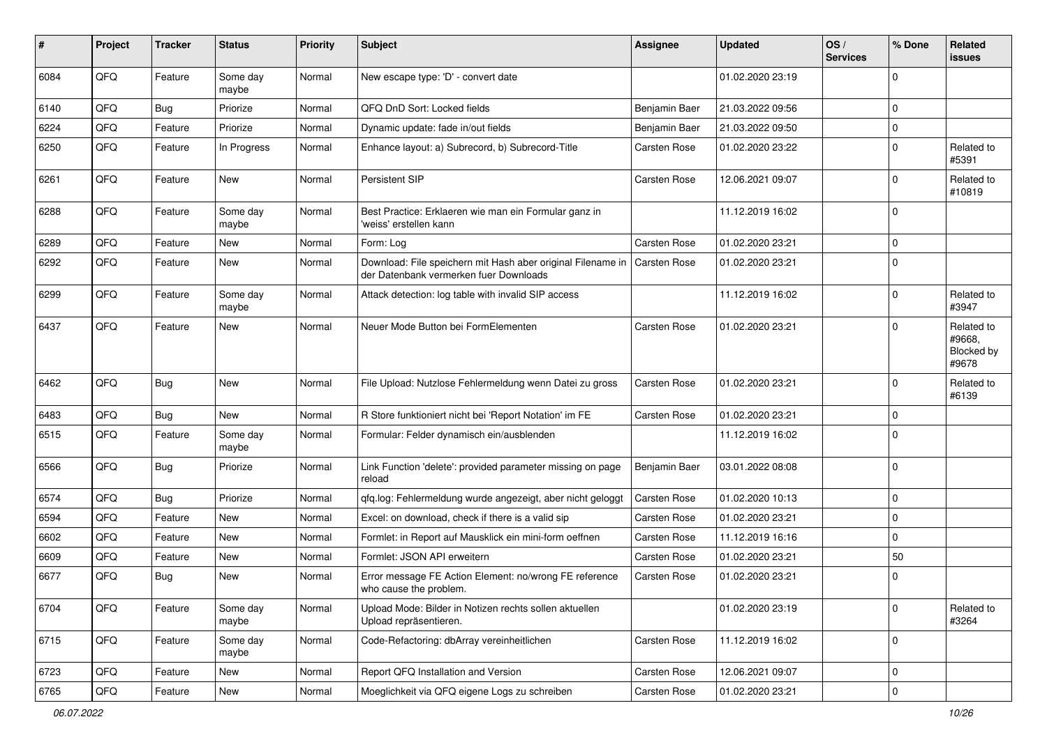| # | Project | Tracker | Status | Priority | Subject | Assignee | Updated | OS / Services | % Done | Related issues |
|---|---|---|---|---|---|---|---|---|---|---|
| 6084 | QFQ | Feature | Some day maybe | Normal | New escape type: 'D' - convert date | | 01.02.2020 23:19 | | 0 | |
| 6140 | QFQ | Bug | Priorize | Normal | QFQ DnD Sort: Locked fields | Benjamin Baer | 21.03.2022 09:56 | | 0 | |
| 6224 | QFQ | Feature | Priorize | Normal | Dynamic update: fade in/out fields | Benjamin Baer | 21.03.2022 09:50 | | 0 | |
| 6250 | QFQ | Feature | In Progress | Normal | Enhance layout: a) Subrecord, b) Subrecord-Title | Carsten Rose | 01.02.2020 23:22 | | 0 | Related to #5391 |
| 6261 | QFQ | Feature | New | Normal | Persistent SIP | Carsten Rose | 12.06.2021 09:07 | | 0 | Related to #10819 |
| 6288 | QFQ | Feature | Some day maybe | Normal | Best Practice: Erklaeren wie man ein Formular ganz in 'weiss' erstellen kann | | 11.12.2019 16:02 | | 0 | |
| 6289 | QFQ | Feature | New | Normal | Form: Log | Carsten Rose | 01.02.2020 23:21 | | 0 | |
| 6292 | QFQ | Feature | New | Normal | Download: File speichern mit Hash aber original Filename in der Datenbank vermerken fuer Downloads | Carsten Rose | 01.02.2020 23:21 | | 0 | |
| 6299 | QFQ | Feature | Some day maybe | Normal | Attack detection: log table with invalid SIP access | | 11.12.2019 16:02 | | 0 | Related to #3947 |
| 6437 | QFQ | Feature | New | Normal | Neuer Mode Button bei FormElementen | Carsten Rose | 01.02.2020 23:21 | | 0 | Related to #9668, Blocked by #9678 |
| 6462 | QFQ | Bug | New | Normal | File Upload: Nutzlose Fehlermeldung wenn Datei zu gross | Carsten Rose | 01.02.2020 23:21 | | 0 | Related to #6139 |
| 6483 | QFQ | Bug | New | Normal | R Store funktioniert nicht bei 'Report Notation' im FE | Carsten Rose | 01.02.2020 23:21 | | 0 | |
| 6515 | QFQ | Feature | Some day maybe | Normal | Formular: Felder dynamisch ein/ausblenden | | 11.12.2019 16:02 | | 0 | |
| 6566 | QFQ | Bug | Priorize | Normal | Link Function 'delete': provided parameter missing on page reload | Benjamin Baer | 03.01.2022 08:08 | | 0 | |
| 6574 | QFQ | Bug | Priorize | Normal | qfq.log: Fehlermeldung wurde angezeigt, aber nicht geloggt | Carsten Rose | 01.02.2020 10:13 | | 0 | |
| 6594 | QFQ | Feature | New | Normal | Excel: on download, check if there is a valid sip | Carsten Rose | 01.02.2020 23:21 | | 0 | |
| 6602 | QFQ | Feature | New | Normal | Formlet: in Report auf Mausklick ein mini-form oeffnen | Carsten Rose | 11.12.2019 16:16 | | 0 | |
| 6609 | QFQ | Feature | New | Normal | Formlet: JSON API erweitern | Carsten Rose | 01.02.2020 23:21 | | 50 | |
| 6677 | QFQ | Bug | New | Normal | Error message FE Action Element: no/wrong FE reference who cause the problem. | Carsten Rose | 01.02.2020 23:21 | | 0 | |
| 6704 | QFQ | Feature | Some day maybe | Normal | Upload Mode: Bilder in Notizen rechts sollen aktuellen Upload repräsentieren. | | 01.02.2020 23:19 | | 0 | Related to #3264 |
| 6715 | QFQ | Feature | Some day maybe | Normal | Code-Refactoring: dbArray vereinheitlichen | Carsten Rose | 11.12.2019 16:02 | | 0 | |
| 6723 | QFQ | Feature | New | Normal | Report QFQ Installation and Version | Carsten Rose | 12.06.2021 09:07 | | 0 | |
| 6765 | QFQ | Feature | New | Normal | Moeglichkeit via QFQ eigene Logs zu schreiben | Carsten Rose | 01.02.2020 23:21 | | 0 | |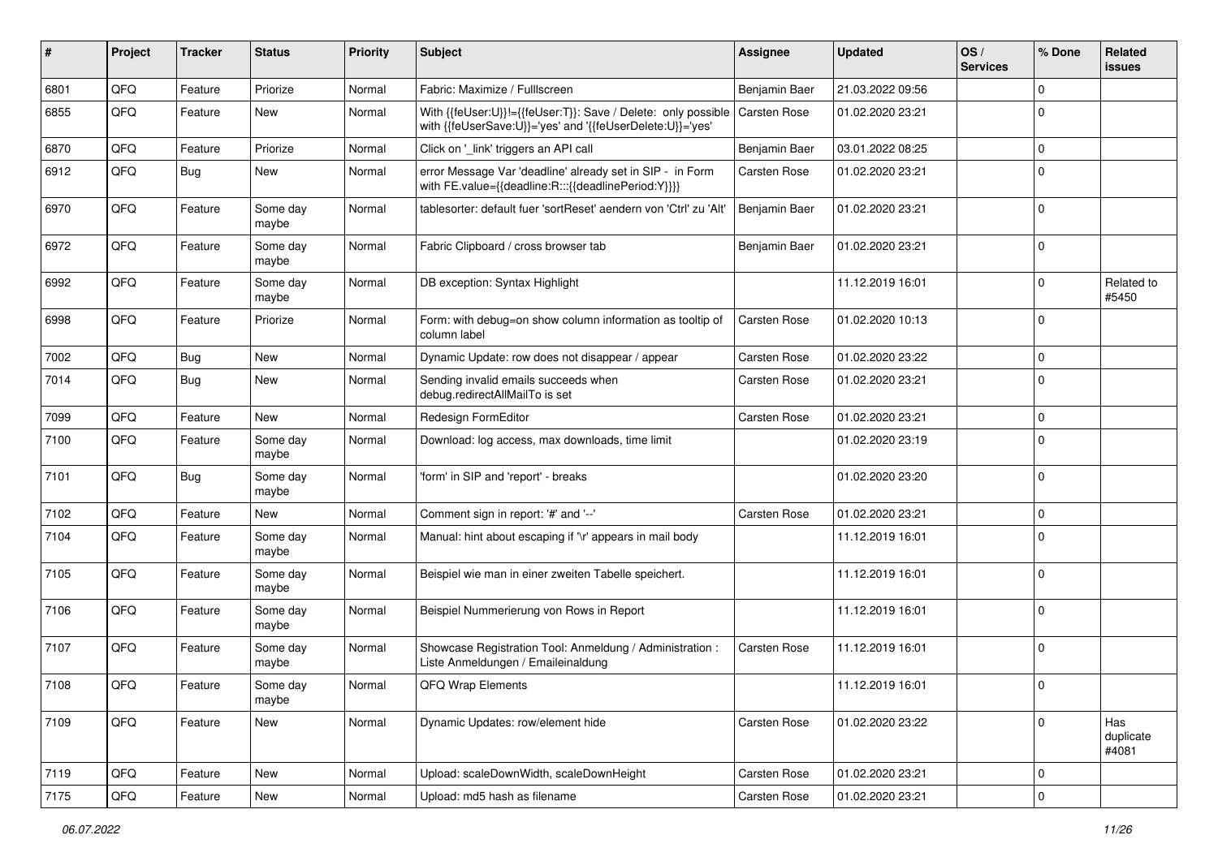| # | Project | Tracker | Status | Priority | Subject | Assignee | Updated | OS / Services | % Done | Related issues |
|---|---|---|---|---|---|---|---|---|---|---|
| 6801 | QFQ | Feature | Priorize | Normal | Fabric: Maximize / Fulllscreen | Benjamin Baer | 21.03.2022 09:56 | | 0 | |
| 6855 | QFQ | Feature | New | Normal | With {{feUser:U}}!={{feUser:T}}: Save / Delete: only possible with {{feUserSave:U}}='yes' and '{{feUserDelete:U}}='yes' | Carsten Rose | 01.02.2020 23:21 | | 0 | |
| 6870 | QFQ | Feature | Priorize | Normal | Click on '_link' triggers an API call | Benjamin Baer | 03.01.2022 08:25 | | 0 | |
| 6912 | QFQ | Bug | New | Normal | error Message Var 'deadline' already set in SIP - in Form with FE.value={{deadline:R:::{{deadlinePeriod:Y}}}} | Carsten Rose | 01.02.2020 23:21 | | 0 | |
| 6970 | QFQ | Feature | Some day maybe | Normal | tablesorter: default fuer 'sortReset' aendern von 'Ctrl' zu 'Alt' | Benjamin Baer | 01.02.2020 23:21 | | 0 | |
| 6972 | QFQ | Feature | Some day maybe | Normal | Fabric Clipboard / cross browser tab | Benjamin Baer | 01.02.2020 23:21 | | 0 | |
| 6992 | QFQ | Feature | Some day maybe | Normal | DB exception: Syntax Highlight | | 11.12.2019 16:01 | | 0 | Related to #5450 |
| 6998 | QFQ | Feature | Priorize | Normal | Form: with debug=on show column information as tooltip of column label | Carsten Rose | 01.02.2020 10:13 | | 0 | |
| 7002 | QFQ | Bug | New | Normal | Dynamic Update: row does not disappear / appear | Carsten Rose | 01.02.2020 23:22 | | 0 | |
| 7014 | QFQ | Bug | New | Normal | Sending invalid emails succeeds when debug.redirectAllMailTo is set | Carsten Rose | 01.02.2020 23:21 | | 0 | |
| 7099 | QFQ | Feature | New | Normal | Redesign FormEditor | Carsten Rose | 01.02.2020 23:21 | | 0 | |
| 7100 | QFQ | Feature | Some day maybe | Normal | Download: log access, max downloads, time limit | | 01.02.2020 23:19 | | 0 | |
| 7101 | QFQ | Bug | Some day maybe | Normal | 'form' in SIP and 'report' - breaks | | 01.02.2020 23:20 | | 0 | |
| 7102 | QFQ | Feature | New | Normal | Comment sign in report: '#' and '--' | Carsten Rose | 01.02.2020 23:21 | | 0 | |
| 7104 | QFQ | Feature | Some day maybe | Normal | Manual: hint about escaping if '\r' appears in mail body | | 11.12.2019 16:01 | | 0 | |
| 7105 | QFQ | Feature | Some day maybe | Normal | Beispiel wie man in einer zweiten Tabelle speichert. | | 11.12.2019 16:01 | | 0 | |
| 7106 | QFQ | Feature | Some day maybe | Normal | Beispiel Nummerierung von Rows in Report | | 11.12.2019 16:01 | | 0 | |
| 7107 | QFQ | Feature | Some day maybe | Normal | Showcase Registration Tool: Anmeldung / Administration : Liste Anmeldungen / Emaileinaldung | Carsten Rose | 11.12.2019 16:01 | | 0 | |
| 7108 | QFQ | Feature | Some day maybe | Normal | QFQ Wrap Elements | | 11.12.2019 16:01 | | 0 | |
| 7109 | QFQ | Feature | New | Normal | Dynamic Updates: row/element hide | Carsten Rose | 01.02.2020 23:22 | | 0 | Has duplicate #4081 |
| 7119 | QFQ | Feature | New | Normal | Upload: scaleDownWidth, scaleDownHeight | Carsten Rose | 01.02.2020 23:21 | | 0 | |
| 7175 | QFQ | Feature | New | Normal | Upload: md5 hash as filename | Carsten Rose | 01.02.2020 23:21 | | 0 | |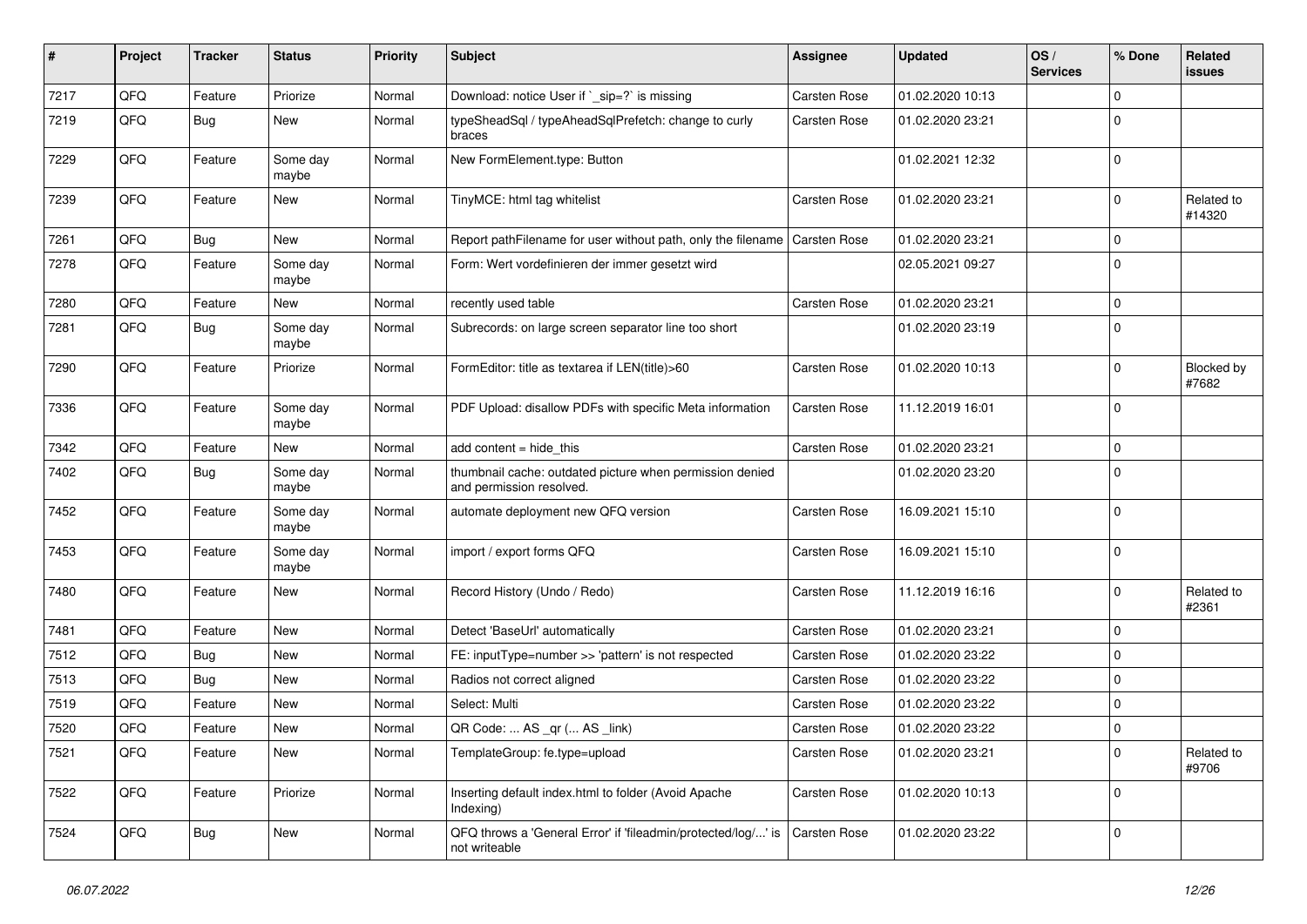| # | Project | Tracker | Status | Priority | Subject | Assignee | Updated | OS / Services | % Done | Related issues |
|---|---|---|---|---|---|---|---|---|---|---|
| 7217 | QFQ | Feature | Priorize | Normal | Download: notice User if `_sip=?` is missing | Carsten Rose | 01.02.2020 10:13 | | 0 | |
| 7219 | QFQ | Bug | New | Normal | typeSheadSql / typeAheadSqlPrefetch: change to curly braces | Carsten Rose | 01.02.2020 23:21 | | 0 | |
| 7229 | QFQ | Feature | Some day maybe | Normal | New FormElement.type: Button | | 01.02.2021 12:32 | | 0 | |
| 7239 | QFQ | Feature | New | Normal | TinyMCE: html tag whitelist | Carsten Rose | 01.02.2020 23:21 | | 0 | Related to #14320 |
| 7261 | QFQ | Bug | New | Normal | Report pathFilename for user without path, only the filename | Carsten Rose | 01.02.2020 23:21 | | 0 | |
| 7278 | QFQ | Feature | Some day maybe | Normal | Form: Wert vordefinieren der immer gesetzt wird | | 02.05.2021 09:27 | | 0 | |
| 7280 | QFQ | Feature | New | Normal | recently used table | Carsten Rose | 01.02.2020 23:21 | | 0 | |
| 7281 | QFQ | Bug | Some day maybe | Normal | Subrecords: on large screen separator line too short | | 01.02.2020 23:19 | | 0 | |
| 7290 | QFQ | Feature | Priorize | Normal | FormEditor: title as textarea if LEN(title)>60 | Carsten Rose | 01.02.2020 10:13 | | 0 | Blocked by #7682 |
| 7336 | QFQ | Feature | Some day maybe | Normal | PDF Upload: disallow PDFs with specific Meta information | Carsten Rose | 11.12.2019 16:01 | | 0 | |
| 7342 | QFQ | Feature | New | Normal | add content = hide_this | Carsten Rose | 01.02.2020 23:21 | | 0 | |
| 7402 | QFQ | Bug | Some day maybe | Normal | thumbnail cache: outdated picture when permission denied and permission resolved. | | 01.02.2020 23:20 | | 0 | |
| 7452 | QFQ | Feature | Some day maybe | Normal | automate deployment new QFQ version | Carsten Rose | 16.09.2021 15:10 | | 0 | |
| 7453 | QFQ | Feature | Some day maybe | Normal | import / export forms QFQ | Carsten Rose | 16.09.2021 15:10 | | 0 | |
| 7480 | QFQ | Feature | New | Normal | Record History (Undo / Redo) | Carsten Rose | 11.12.2019 16:16 | | 0 | Related to #2361 |
| 7481 | QFQ | Feature | New | Normal | Detect 'BaseUrl' automatically | Carsten Rose | 01.02.2020 23:21 | | 0 | |
| 7512 | QFQ | Bug | New | Normal | FE: inputType=number >> 'pattern' is not respected | Carsten Rose | 01.02.2020 23:22 | | 0 | |
| 7513 | QFQ | Bug | New | Normal | Radios not correct aligned | Carsten Rose | 01.02.2020 23:22 | | 0 | |
| 7519 | QFQ | Feature | New | Normal | Select: Multi | Carsten Rose | 01.02.2020 23:22 | | 0 | |
| 7520 | QFQ | Feature | New | Normal | QR Code: ... AS _qr (... AS _link) | Carsten Rose | 01.02.2020 23:22 | | 0 | |
| 7521 | QFQ | Feature | New | Normal | TemplateGroup: fe.type=upload | Carsten Rose | 01.02.2020 23:21 | | 0 | Related to #9706 |
| 7522 | QFQ | Feature | Priorize | Normal | Inserting default index.html to folder (Avoid Apache Indexing) | Carsten Rose | 01.02.2020 10:13 | | 0 | |
| 7524 | QFQ | Bug | New | Normal | QFQ throws a 'General Error' if 'fileadmin/protected/log/...' is not writeable | Carsten Rose | 01.02.2020 23:22 | | 0 | |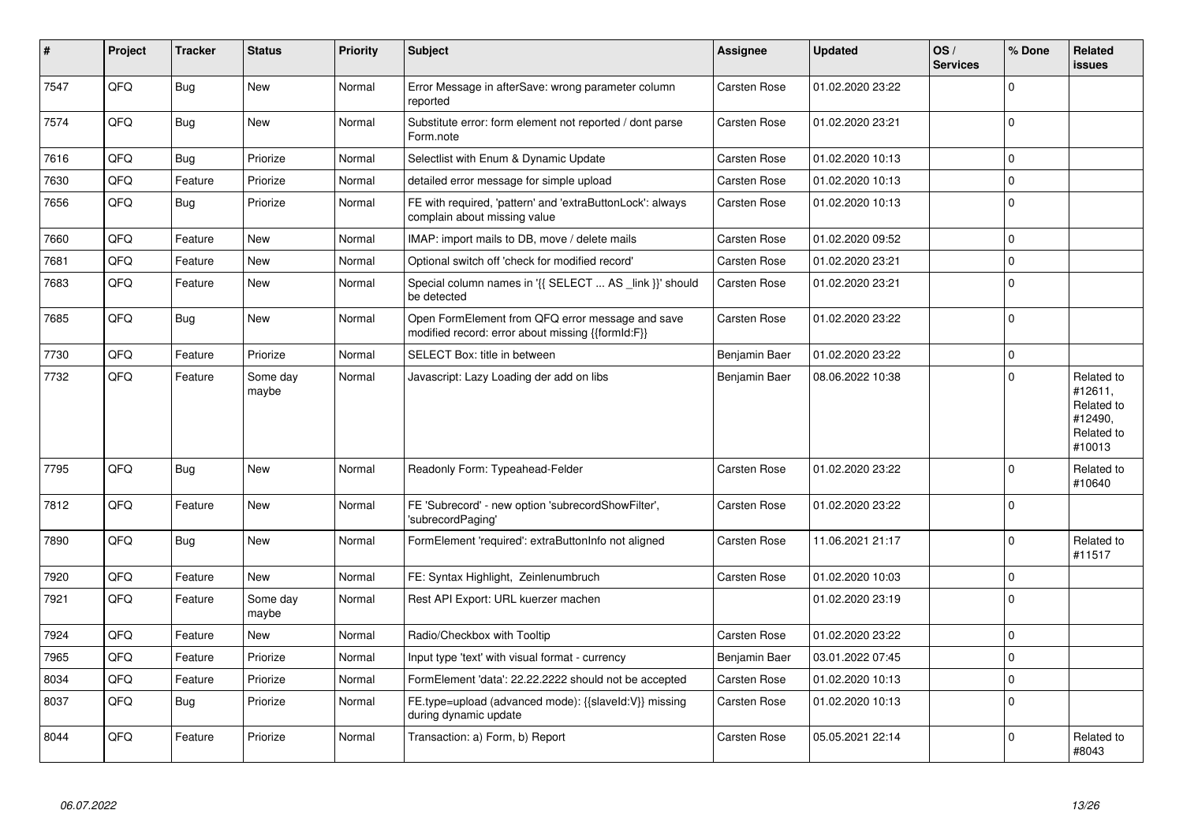| # | Project | Tracker | Status | Priority | Subject | Assignee | Updated | OS / Services | % Done | Related issues |
|---|---|---|---|---|---|---|---|---|---|---|
| 7547 | QFQ | Bug | New | Normal | Error Message in afterSave: wrong parameter column reported | Carsten Rose | 01.02.2020 23:22 | | 0 | |
| 7574 | QFQ | Bug | New | Normal | Substitute error: form element not reported / dont parse Form.note | Carsten Rose | 01.02.2020 23:21 | | 0 | |
| 7616 | QFQ | Bug | Priorize | Normal | Selectlist with Enum & Dynamic Update | Carsten Rose | 01.02.2020 10:13 | | 0 | |
| 7630 | QFQ | Feature | Priorize | Normal | detailed error message for simple upload | Carsten Rose | 01.02.2020 10:13 | | 0 | |
| 7656 | QFQ | Bug | Priorize | Normal | FE with required, 'pattern' and 'extraButtonLock': always complain about missing value | Carsten Rose | 01.02.2020 10:13 | | 0 | |
| 7660 | QFQ | Feature | New | Normal | IMAP: import mails to DB, move / delete mails | Carsten Rose | 01.02.2020 09:52 | | 0 | |
| 7681 | QFQ | Feature | New | Normal | Optional switch off 'check for modified record' | Carsten Rose | 01.02.2020 23:21 | | 0 | |
| 7683 | QFQ | Feature | New | Normal | Special column names in '{{ SELECT ... AS _link }}' should be detected | Carsten Rose | 01.02.2020 23:21 | | 0 | |
| 7685 | QFQ | Bug | New | Normal | Open FormElement from QFQ error message and save modified record: error about missing {{formId:F}} | Carsten Rose | 01.02.2020 23:22 | | 0 | |
| 7730 | QFQ | Feature | Priorize | Normal | SELECT Box: title in between | Benjamin Baer | 01.02.2020 23:22 | | 0 | |
| 7732 | QFQ | Feature | Some day maybe | Normal | Javascript: Lazy Loading der add on libs | Benjamin Baer | 08.06.2022 10:38 | | 0 | Related to #12611, Related to #12490, Related to #10013 |
| 7795 | QFQ | Bug | New | Normal | Readonly Form: Typeahead-Felder | Carsten Rose | 01.02.2020 23:22 | | 0 | Related to #10640 |
| 7812 | QFQ | Feature | New | Normal | FE 'Subrecord' - new option 'subrecordShowFilter', 'subrecordPaging' | Carsten Rose | 01.02.2020 23:22 | | 0 | |
| 7890 | QFQ | Bug | New | Normal | FormElement 'required': extraButtonInfo not aligned | Carsten Rose | 11.06.2021 21:17 | | 0 | Related to #11517 |
| 7920 | QFQ | Feature | New | Normal | FE: Syntax Highlight, Zeinlenumbruch | Carsten Rose | 01.02.2020 10:03 | | 0 | |
| 7921 | QFQ | Feature | Some day maybe | Normal | Rest API Export: URL kuerzer machen | | 01.02.2020 23:19 | | 0 | |
| 7924 | QFQ | Feature | New | Normal | Radio/Checkbox with Tooltip | Carsten Rose | 01.02.2020 23:22 | | 0 | |
| 7965 | QFQ | Feature | Priorize | Normal | Input type 'text' with visual format - currency | Benjamin Baer | 03.01.2022 07:45 | | 0 | |
| 8034 | QFQ | Feature | Priorize | Normal | FormElement 'data': 22.22.2222 should not be accepted | Carsten Rose | 01.02.2020 10:13 | | 0 | |
| 8037 | QFQ | Bug | Priorize | Normal | FE.type=upload (advanced mode): {{slaveId:V}} missing during dynamic update | Carsten Rose | 01.02.2020 10:13 | | 0 | |
| 8044 | QFQ | Feature | Priorize | Normal | Transaction: a) Form, b) Report | Carsten Rose | 05.05.2021 22:14 | | 0 | Related to #8043 |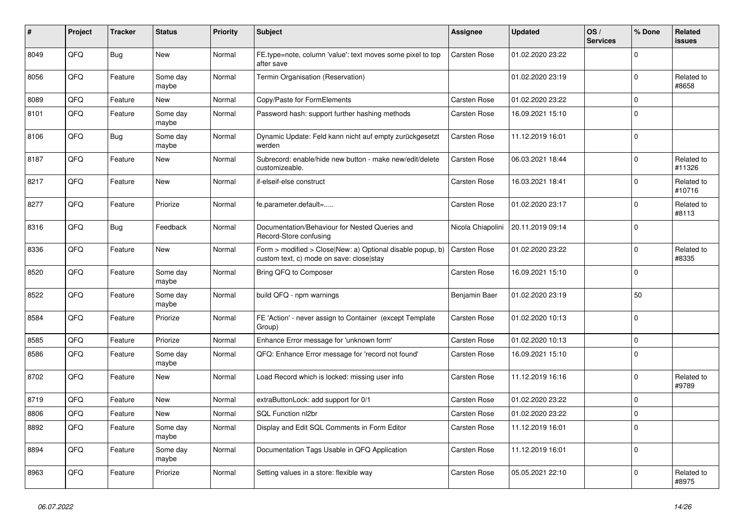| # | Project | Tracker | Status | Priority | Subject | Assignee | Updated | OS / Services | % Done | Related issues |
|---|---|---|---|---|---|---|---|---|---|---|
| 8049 | QFQ | Bug | New | Normal | FE.type=note, column 'value': text moves some pixel to top after save | Carsten Rose | 01.02.2020 23:22 | | 0 | |
| 8056 | QFQ | Feature | Some day maybe | Normal | Termin Organisation (Reservation) | | 01.02.2020 23:19 | | 0 | Related to #8658 |
| 8089 | QFQ | Feature | New | Normal | Copy/Paste for FormElements | Carsten Rose | 01.02.2020 23:22 | | 0 | |
| 8101 | QFQ | Feature | Some day maybe | Normal | Password hash: support further hashing methods | Carsten Rose | 16.09.2021 15:10 | | 0 | |
| 8106 | QFQ | Bug | Some day maybe | Normal | Dynamic Update: Feld kann nicht auf empty zurückgesetzt werden | Carsten Rose | 11.12.2019 16:01 | | 0 | |
| 8187 | QFQ | Feature | New | Normal | Subrecord: enable/hide new button - make new/edit/delete customizeable. | Carsten Rose | 06.03.2021 18:44 | | 0 | Related to #11326 |
| 8217 | QFQ | Feature | New | Normal | if-elseif-else construct | Carsten Rose | 16.03.2021 18:41 | | 0 | Related to #10716 |
| 8277 | QFQ | Feature | Priorize | Normal | fe.parameter.default=..... | Carsten Rose | 01.02.2020 23:17 | | 0 | Related to #8113 |
| 8316 | QFQ | Bug | Feedback | Normal | Documentation/Behaviour for Nested Queries and Record-Store confusing | Nicola Chiapolini | 20.11.2019 09:14 | | 0 | |
| 8336 | QFQ | Feature | New | Normal | Form > modified > Close\|New: a) Optional disable popup, b) custom text, c) mode on save: close\|stay | Carsten Rose | 01.02.2020 23:22 | | 0 | Related to #8335 |
| 8520 | QFQ | Feature | Some day maybe | Normal | Bring QFQ to Composer | Carsten Rose | 16.09.2021 15:10 | | 0 | |
| 8522 | QFQ | Feature | Some day maybe | Normal | build QFQ - npm warnings | Benjamin Baer | 01.02.2020 23:19 | | 50 | |
| 8584 | QFQ | Feature | Priorize | Normal | FE 'Action' - never assign to Container (except Template Group) | Carsten Rose | 01.02.2020 10:13 | | 0 | |
| 8585 | QFQ | Feature | Priorize | Normal | Enhance Error message for 'unknown form' | Carsten Rose | 01.02.2020 10:13 | | 0 | |
| 8586 | QFQ | Feature | Some day maybe | Normal | QFQ: Enhance Error message for 'record not found' | Carsten Rose | 16.09.2021 15:10 | | 0 | |
| 8702 | QFQ | Feature | New | Normal | Load Record which is locked: missing user info | Carsten Rose | 11.12.2019 16:16 | | 0 | Related to #9789 |
| 8719 | QFQ | Feature | New | Normal | extraButtonLock: add support for 0/1 | Carsten Rose | 01.02.2020 23:22 | | 0 | |
| 8806 | QFQ | Feature | New | Normal | SQL Function nl2br | Carsten Rose | 01.02.2020 23:22 | | 0 | |
| 8892 | QFQ | Feature | Some day maybe | Normal | Display and Edit SQL Comments in Form Editor | Carsten Rose | 11.12.2019 16:01 | | 0 | |
| 8894 | QFQ | Feature | Some day maybe | Normal | Documentation Tags Usable in QFQ Application | Carsten Rose | 11.12.2019 16:01 | | 0 | |
| 8963 | QFQ | Feature | Priorize | Normal | Setting values in a store: flexible way | Carsten Rose | 05.05.2021 22:10 | | 0 | Related to #8975 |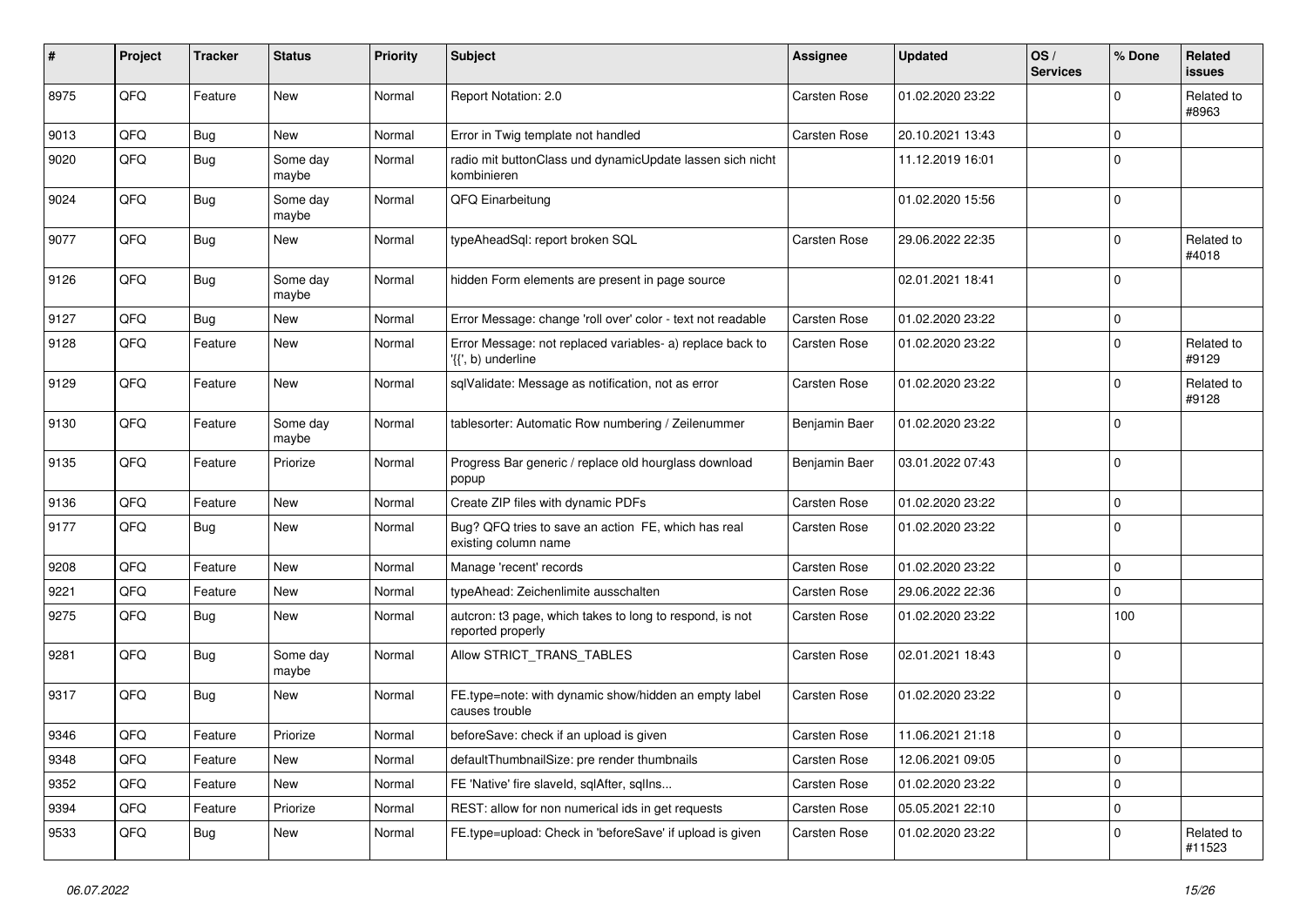| # | Project | Tracker | Status | Priority | Subject | Assignee | Updated | OS / Services | % Done | Related issues |
|---|---|---|---|---|---|---|---|---|---|---|
| 8975 | QFQ | Feature | New | Normal | Report Notation: 2.0 | Carsten Rose | 01.02.2020 23:22 | | 0 | Related to #8963 |
| 9013 | QFQ | Bug | New | Normal | Error in Twig template not handled | Carsten Rose | 20.10.2021 13:43 | | 0 | |
| 9020 | QFQ | Bug | Some day maybe | Normal | radio mit buttonClass und dynamicUpdate lassen sich nicht kombinieren | | 11.12.2019 16:01 | | 0 | |
| 9024 | QFQ | Bug | Some day maybe | Normal | QFQ Einarbeitung | | 01.02.2020 15:56 | | 0 | |
| 9077 | QFQ | Bug | New | Normal | typeAheadSql: report broken SQL | Carsten Rose | 29.06.2022 22:35 | | 0 | Related to #4018 |
| 9126 | QFQ | Bug | Some day maybe | Normal | hidden Form elements are present in page source | | 02.01.2021 18:41 | | 0 | |
| 9127 | QFQ | Bug | New | Normal | Error Message: change 'roll over' color - text not readable | Carsten Rose | 01.02.2020 23:22 | | 0 | |
| 9128 | QFQ | Feature | New | Normal | Error Message: not replaced variables- a) replace back to '{{', b) underline | Carsten Rose | 01.02.2020 23:22 | | 0 | Related to #9129 |
| 9129 | QFQ | Feature | New | Normal | sqlValidate: Message as notification, not as error | Carsten Rose | 01.02.2020 23:22 | | 0 | Related to #9128 |
| 9130 | QFQ | Feature | Some day maybe | Normal | tablesorter: Automatic Row numbering / Zeilenummer | Benjamin Baer | 01.02.2020 23:22 | | 0 | |
| 9135 | QFQ | Feature | Priorize | Normal | Progress Bar generic / replace old hourglass download popup | Benjamin Baer | 03.01.2022 07:43 | | 0 | |
| 9136 | QFQ | Feature | New | Normal | Create ZIP files with dynamic PDFs | Carsten Rose | 01.02.2020 23:22 | | 0 | |
| 9177 | QFQ | Bug | New | Normal | Bug? QFQ tries to save an action FE, which has real existing column name | Carsten Rose | 01.02.2020 23:22 | | 0 | |
| 9208 | QFQ | Feature | New | Normal | Manage 'recent' records | Carsten Rose | 01.02.2020 23:22 | | 0 | |
| 9221 | QFQ | Feature | New | Normal | typeAhead: Zeichenlimite ausschalten | Carsten Rose | 29.06.2022 22:36 | | 0 | |
| 9275 | QFQ | Bug | New | Normal | autcron: t3 page, which takes to long to respond, is not reported properly | Carsten Rose | 01.02.2020 23:22 | | 100 | |
| 9281 | QFQ | Bug | Some day maybe | Normal | Allow STRICT_TRANS_TABLES | Carsten Rose | 02.01.2021 18:43 | | 0 | |
| 9317 | QFQ | Bug | New | Normal | FE.type=note: with dynamic show/hidden an empty label causes trouble | Carsten Rose | 01.02.2020 23:22 | | 0 | |
| 9346 | QFQ | Feature | Priorize | Normal | beforeSave: check if an upload is given | Carsten Rose | 11.06.2021 21:18 | | 0 | |
| 9348 | QFQ | Feature | New | Normal | defaultThumbnailSize: pre render thumbnails | Carsten Rose | 12.06.2021 09:05 | | 0 | |
| 9352 | QFQ | Feature | New | Normal | FE 'Native' fire slaveId, sqlAfter, sqlIns... | Carsten Rose | 01.02.2020 23:22 | | 0 | |
| 9394 | QFQ | Feature | Priorize | Normal | REST: allow for non numerical ids in get requests | Carsten Rose | 05.05.2021 22:10 | | 0 | |
| 9533 | QFQ | Bug | New | Normal | FE.type=upload: Check in 'beforeSave' if upload is given | Carsten Rose | 01.02.2020 23:22 | | 0 | Related to #11523 |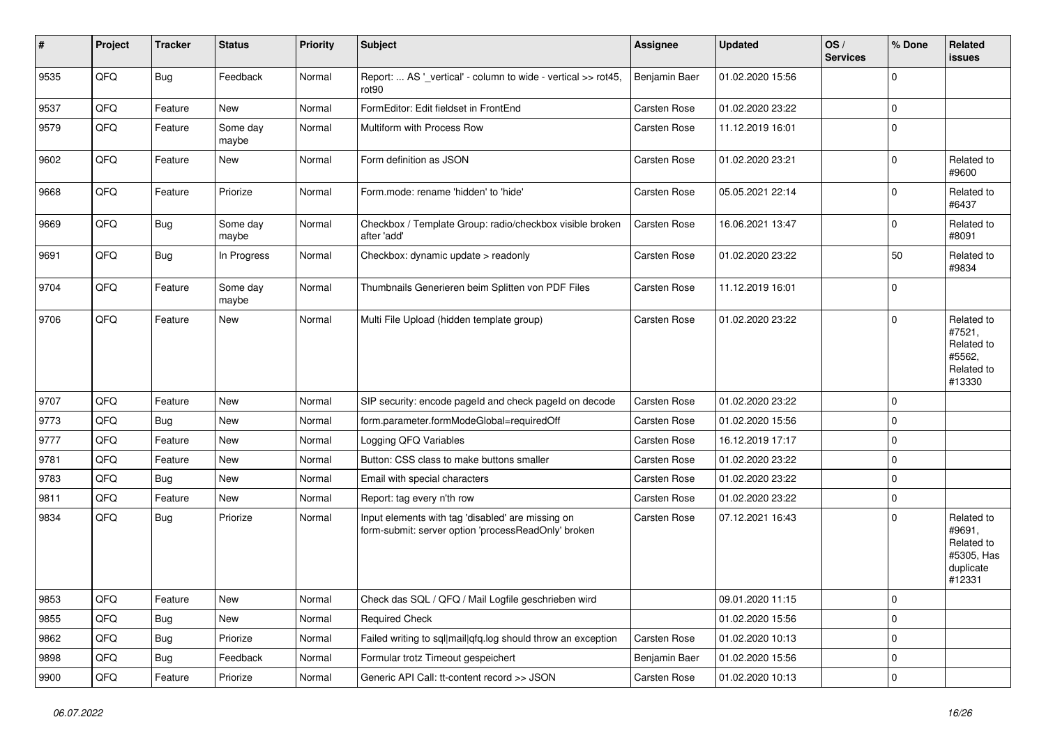| # | Project | Tracker | Status | Priority | Subject | Assignee | Updated | OS / Services | % Done | Related issues |
|---|---|---|---|---|---|---|---|---|---|---|
| 9535 | QFQ | Bug | Feedback | Normal | Report: ... AS '_vertical' - column to wide - vertical >> rot45, rot90 | Benjamin Baer | 01.02.2020 15:56 | | 0 | |
| 9537 | QFQ | Feature | New | Normal | FormEditor: Edit fieldset in FrontEnd | Carsten Rose | 01.02.2020 23:22 | | 0 | |
| 9579 | QFQ | Feature | Some day maybe | Normal | Multiform with Process Row | Carsten Rose | 11.12.2019 16:01 | | 0 | |
| 9602 | QFQ | Feature | New | Normal | Form definition as JSON | Carsten Rose | 01.02.2020 23:21 | | 0 | Related to #9600 |
| 9668 | QFQ | Feature | Priorize | Normal | Form.mode: rename 'hidden' to 'hide' | Carsten Rose | 05.05.2021 22:14 | | 0 | Related to #6437 |
| 9669 | QFQ | Bug | Some day maybe | Normal | Checkbox / Template Group: radio/checkbox visible broken after 'add' | Carsten Rose | 16.06.2021 13:47 | | 0 | Related to #8091 |
| 9691 | QFQ | Bug | In Progress | Normal | Checkbox: dynamic update > readonly | Carsten Rose | 01.02.2020 23:22 | | 50 | Related to #9834 |
| 9704 | QFQ | Feature | Some day maybe | Normal | Thumbnails Generieren beim Splitten von PDF Files | Carsten Rose | 11.12.2019 16:01 | | 0 | |
| 9706 | QFQ | Feature | New | Normal | Multi File Upload (hidden template group) | Carsten Rose | 01.02.2020 23:22 | | 0 | Related to #7521, Related to #5562, Related to #13330 |
| 9707 | QFQ | Feature | New | Normal | SIP security: encode pageId and check pageId on decode | Carsten Rose | 01.02.2020 23:22 | | 0 | |
| 9773 | QFQ | Bug | New | Normal | form.parameter.formModeGlobal=requiredOff | Carsten Rose | 01.02.2020 15:56 | | 0 | |
| 9777 | QFQ | Feature | New | Normal | Logging QFQ Variables | Carsten Rose | 16.12.2019 17:17 | | 0 | |
| 9781 | QFQ | Feature | New | Normal | Button: CSS class to make buttons smaller | Carsten Rose | 01.02.2020 23:22 | | 0 | |
| 9783 | QFQ | Bug | New | Normal | Email with special characters | Carsten Rose | 01.02.2020 23:22 | | 0 | |
| 9811 | QFQ | Feature | New | Normal | Report: tag every n'th row | Carsten Rose | 01.02.2020 23:22 | | 0 | |
| 9834 | QFQ | Bug | Priorize | Normal | Input elements with tag 'disabled' are missing on form-submit: server option 'processReadOnly' broken | Carsten Rose | 07.12.2021 16:43 | | 0 | Related to #9691, Related to #5305, Has duplicate #12331 |
| 9853 | QFQ | Feature | New | Normal | Check das SQL / QFQ / Mail Logfile geschrieben wird | | 09.01.2020 11:15 | | 0 | |
| 9855 | QFQ | Bug | New | Normal | Required Check | | 01.02.2020 15:56 | | 0 | |
| 9862 | QFQ | Bug | Priorize | Normal | Failed writing to sql\|mail\|qfq.log should throw an exception | Carsten Rose | 01.02.2020 10:13 | | 0 | |
| 9898 | QFQ | Bug | Feedback | Normal | Formular trotz Timeout gespeichert | Benjamin Baer | 01.02.2020 15:56 | | 0 | |
| 9900 | QFQ | Feature | Priorize | Normal | Generic API Call: tt-content record >> JSON | Carsten Rose | 01.02.2020 10:13 | | 0 | |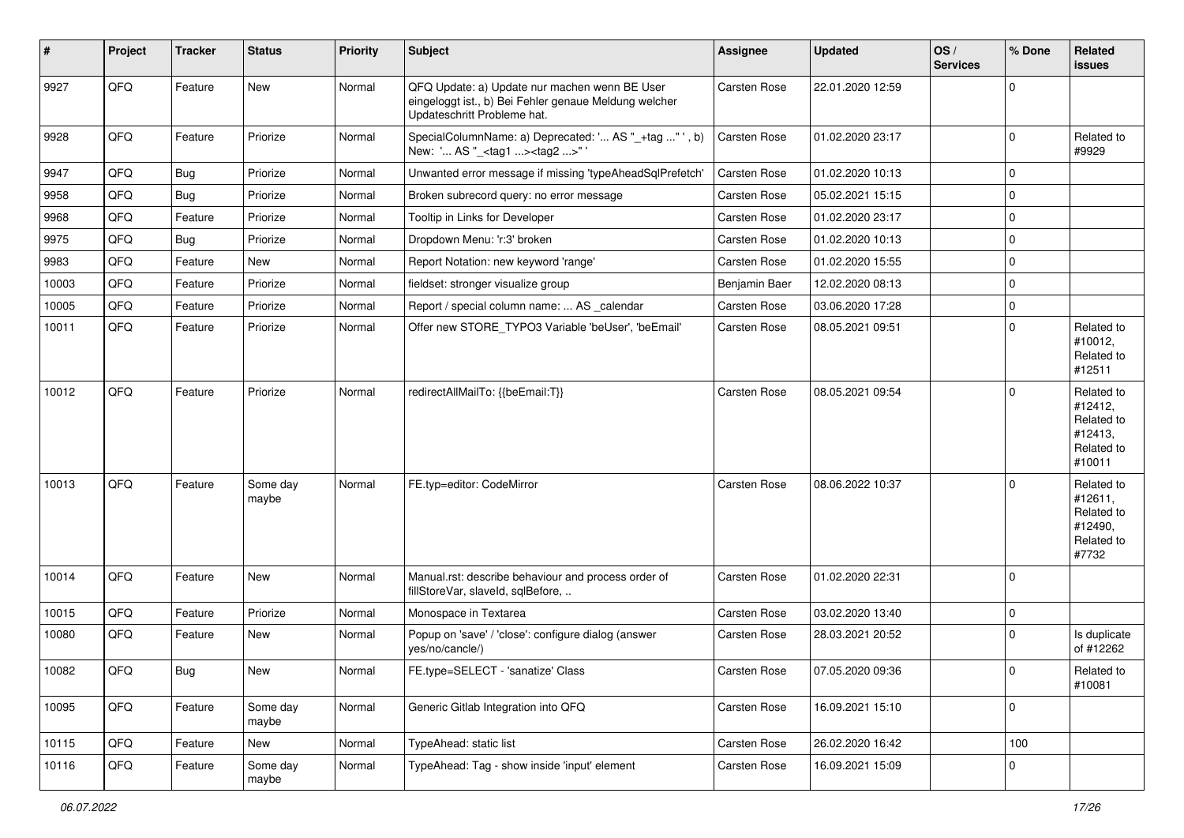| # | Project | Tracker | Status | Priority | Subject | Assignee | Updated | OS / Services | % Done | Related issues |
|---|---|---|---|---|---|---|---|---|---|---|
| 9927 | QFQ | Feature | New | Normal | QFQ Update: a) Update nur machen wenn BE User eingeloggt ist., b) Bei Fehler genaue Meldung welcher Updateschritt Probleme hat. | Carsten Rose | 22.01.2020 12:59 | | 0 | |
| 9928 | QFQ | Feature | Priorize | Normal | SpecialColumnName: a) Deprecated: '... AS "_+tag ..." ', b) New: '... AS "_<tag1 ...><tag2 ...>" ' | Carsten Rose | 01.02.2020 23:17 | | 0 | Related to #9929 |
| 9947 | QFQ | Bug | Priorize | Normal | Unwanted error message if missing 'typeAheadSqlPrefetch' | Carsten Rose | 01.02.2020 10:13 | | 0 | |
| 9958 | QFQ | Bug | Priorize | Normal | Broken subrecord query: no error message | Carsten Rose | 05.02.2021 15:15 | | 0 | |
| 9968 | QFQ | Feature | Priorize | Normal | Tooltip in Links for Developer | Carsten Rose | 01.02.2020 23:17 | | 0 | |
| 9975 | QFQ | Bug | Priorize | Normal | Dropdown Menu: 'r:3' broken | Carsten Rose | 01.02.2020 10:13 | | 0 | |
| 9983 | QFQ | Feature | New | Normal | Report Notation: new keyword 'range' | Carsten Rose | 01.02.2020 15:55 | | 0 | |
| 10003 | QFQ | Feature | Priorize | Normal | fieldset: stronger visualize group | Benjamin Baer | 12.02.2020 08:13 | | 0 | |
| 10005 | QFQ | Feature | Priorize | Normal | Report / special column name: ... AS _calendar | Carsten Rose | 03.06.2020 17:28 | | 0 | |
| 10011 | QFQ | Feature | Priorize | Normal | Offer new STORE_TYPO3 Variable 'beUser', 'beEmail' | Carsten Rose | 08.05.2021 09:51 | | 0 | Related to #10012, Related to #12511 |
| 10012 | QFQ | Feature | Priorize | Normal | redirectAllMailTo: {{beEmail:T}} | Carsten Rose | 08.05.2021 09:54 | | 0 | Related to #12412, Related to #12413, Related to #10011 |
| 10013 | QFQ | Feature | Some day maybe | Normal | FE.typ=editor: CodeMirror | Carsten Rose | 08.06.2022 10:37 | | 0 | Related to #12611, Related to #12490, Related to #7732 |
| 10014 | QFQ | Feature | New | Normal | Manual.rst: describe behaviour and process order of fillStoreVar, slaveId, sqlBefore, .. | Carsten Rose | 01.02.2020 22:31 | | 0 | |
| 10015 | QFQ | Feature | Priorize | Normal | Monospace in Textarea | Carsten Rose | 03.02.2020 13:40 | | 0 | |
| 10080 | QFQ | Feature | New | Normal | Popup on 'save' / 'close': configure dialog (answer yes/no/cancle/) | Carsten Rose | 28.03.2021 20:52 | | 0 | Is duplicate of #12262 |
| 10082 | QFQ | Bug | New | Normal | FE.type=SELECT - 'sanatize' Class | Carsten Rose | 07.05.2020 09:36 | | 0 | Related to #10081 |
| 10095 | QFQ | Feature | Some day maybe | Normal | Generic Gitlab Integration into QFQ | Carsten Rose | 16.09.2021 15:10 | | 0 | |
| 10115 | QFQ | Feature | New | Normal | TypeAhead: static list | Carsten Rose | 26.02.2020 16:42 | | 100 | |
| 10116 | QFQ | Feature | Some day maybe | Normal | TypeAhead: Tag - show inside 'input' element | Carsten Rose | 16.09.2021 15:09 | | 0 | |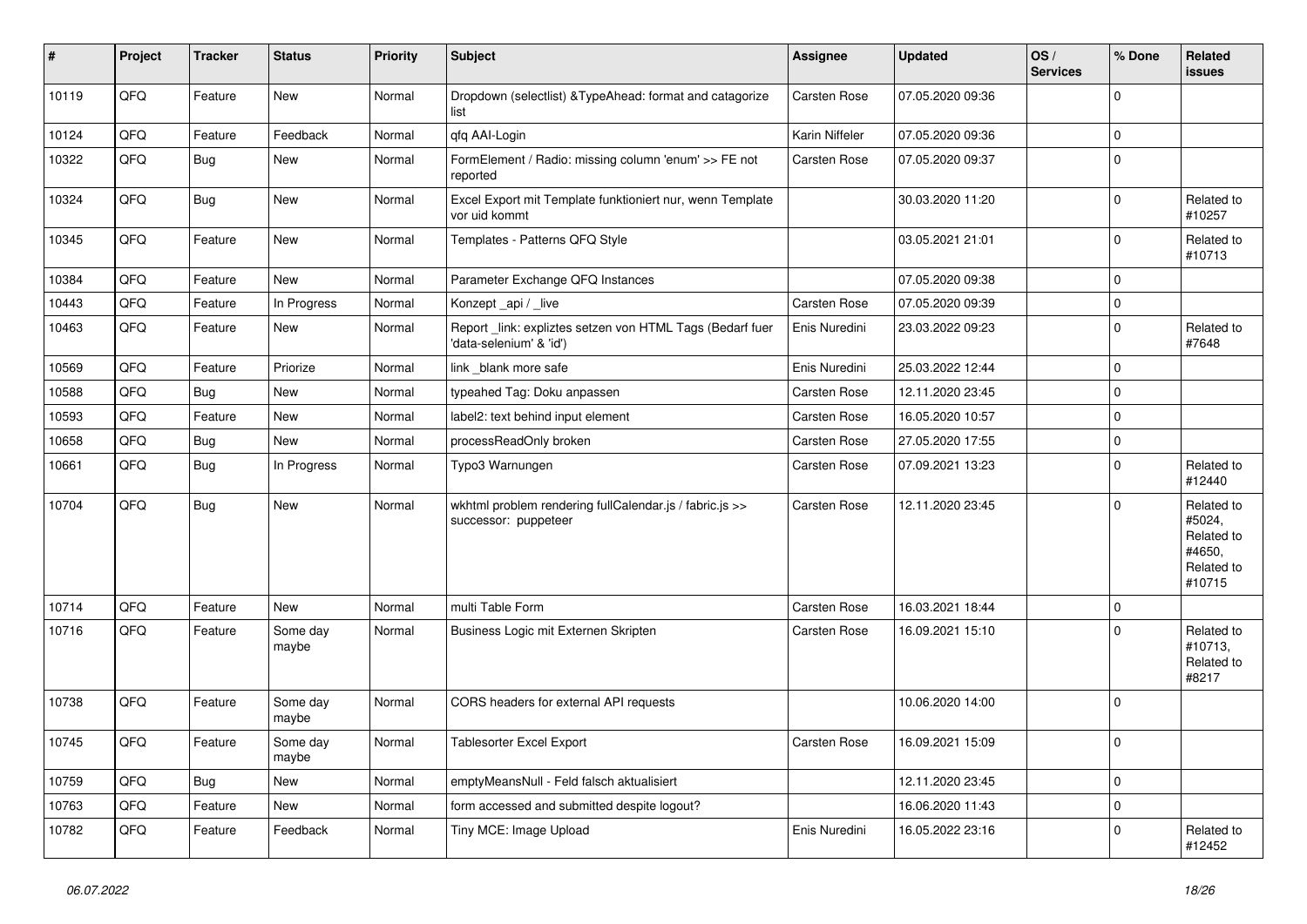| # | Project | Tracker | Status | Priority | Subject | Assignee | Updated | OS / Services | % Done | Related issues |
|---|---|---|---|---|---|---|---|---|---|---|
| 10119 | QFQ | Feature | New | Normal | Dropdown (selectlist) &TypeAhead: format and catagorize list | Carsten Rose | 07.05.2020 09:36 | | 0 | |
| 10124 | QFQ | Feature | Feedback | Normal | qfq AAI-Login | Karin Niffeler | 07.05.2020 09:36 | | 0 | |
| 10322 | QFQ | Bug | New | Normal | FormElement / Radio: missing column 'enum' >> FE not reported | Carsten Rose | 07.05.2020 09:37 | | 0 | |
| 10324 | QFQ | Bug | New | Normal | Excel Export mit Template funktioniert nur, wenn Template vor uid kommt | | 30.03.2020 11:20 | | 0 | Related to #10257 |
| 10345 | QFQ | Feature | New | Normal | Templates - Patterns QFQ Style | | 03.05.2021 21:01 | | 0 | Related to #10713 |
| 10384 | QFQ | Feature | New | Normal | Parameter Exchange QFQ Instances | | 07.05.2020 09:38 | | 0 | |
| 10443 | QFQ | Feature | In Progress | Normal | Konzept _api / _live | Carsten Rose | 07.05.2020 09:39 | | 0 | |
| 10463 | QFQ | Feature | New | Normal | Report _link: expliztes setzen von HTML Tags (Bedarf fuer 'data-selenium' & 'id') | Enis Nuredini | 23.03.2022 09:23 | | 0 | Related to #7648 |
| 10569 | QFQ | Feature | Priorize | Normal | link _blank more safe | Enis Nuredini | 25.03.2022 12:44 | | 0 | |
| 10588 | QFQ | Bug | New | Normal | typeahed Tag: Doku anpassen | Carsten Rose | 12.11.2020 23:45 | | 0 | |
| 10593 | QFQ | Feature | New | Normal | label2: text behind input element | Carsten Rose | 16.05.2020 10:57 | | 0 | |
| 10658 | QFQ | Bug | New | Normal | processReadOnly broken | Carsten Rose | 27.05.2020 17:55 | | 0 | |
| 10661 | QFQ | Bug | In Progress | Normal | Typo3 Warnungen | Carsten Rose | 07.09.2021 13:23 | | 0 | Related to #12440 |
| 10704 | QFQ | Bug | New | Normal | wkhtml problem rendering fullCalendar.js / fabric.js >> successor: puppeteer | Carsten Rose | 12.11.2020 23:45 | | 0 | Related to #5024, Related to #4650, Related to #10715 |
| 10714 | QFQ | Feature | New | Normal | multi Table Form | Carsten Rose | 16.03.2021 18:44 | | 0 | |
| 10716 | QFQ | Feature | Some day maybe | Normal | Business Logic mit Externen Skripten | Carsten Rose | 16.09.2021 15:10 | | 0 | Related to #10713, Related to #8217 |
| 10738 | QFQ | Feature | Some day maybe | Normal | CORS headers for external API requests | | 10.06.2020 14:00 | | 0 | |
| 10745 | QFQ | Feature | Some day maybe | Normal | Tablesorter Excel Export | Carsten Rose | 16.09.2021 15:09 | | 0 | |
| 10759 | QFQ | Bug | New | Normal | emptyMeansNull - Feld falsch aktualisiert | | 12.11.2020 23:45 | | 0 | |
| 10763 | QFQ | Feature | New | Normal | form accessed and submitted despite logout? | | 16.06.2020 11:43 | | 0 | |
| 10782 | QFQ | Feature | Feedback | Normal | Tiny MCE: Image Upload | Enis Nuredini | 16.05.2022 23:16 | | 0 | Related to #12452 |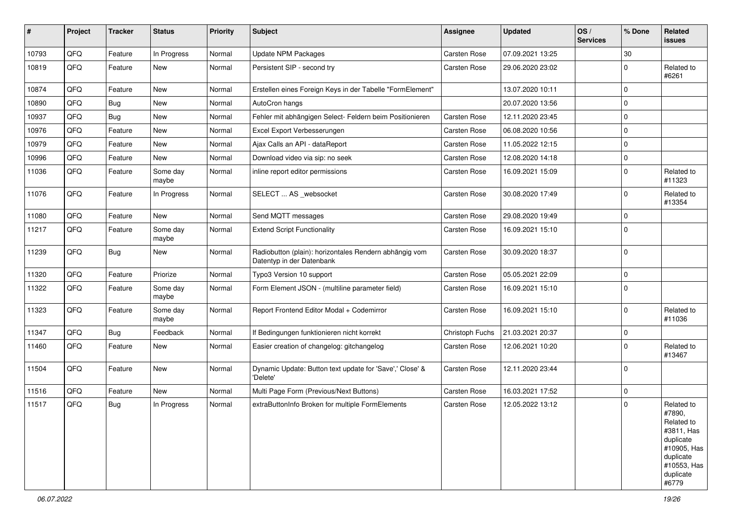| # | Project | Tracker | Status | Priority | Subject | Assignee | Updated | OS / Services | % Done | Related issues |
|---|---|---|---|---|---|---|---|---|---|---|
| 10793 | QFQ | Feature | In Progress | Normal | Update NPM Packages | Carsten Rose | 07.09.2021 13:25 | | 30 | |
| 10819 | QFQ | Feature | New | Normal | Persistent SIP - second try | Carsten Rose | 29.06.2020 23:02 | | 0 | Related to #6261 |
| 10874 | QFQ | Feature | New | Normal | Erstellen eines Foreign Keys in der Tabelle "FormElement" | | 13.07.2020 10:11 | | 0 | |
| 10890 | QFQ | Bug | New | Normal | AutoCron hangs | | 20.07.2020 13:56 | | 0 | |
| 10937 | QFQ | Bug | New | Normal | Fehler mit abhängigen Select- Feldern beim Positionieren | Carsten Rose | 12.11.2020 23:45 | | 0 | |
| 10976 | QFQ | Feature | New | Normal | Excel Export Verbesserungen | Carsten Rose | 06.08.2020 10:56 | | 0 | |
| 10979 | QFQ | Feature | New | Normal | Ajax Calls an API - dataReport | Carsten Rose | 11.05.2022 12:15 | | 0 | |
| 10996 | QFQ | Feature | New | Normal | Download video via sip: no seek | Carsten Rose | 12.08.2020 14:18 | | 0 | |
| 11036 | QFQ | Feature | Some day maybe | Normal | inline report editor permissions | Carsten Rose | 16.09.2021 15:09 | | 0 | Related to #11323 |
| 11076 | QFQ | Feature | In Progress | Normal | SELECT ... AS _websocket | Carsten Rose | 30.08.2020 17:49 | | 0 | Related to #13354 |
| 11080 | QFQ | Feature | New | Normal | Send MQTT messages | Carsten Rose | 29.08.2020 19:49 | | 0 | |
| 11217 | QFQ | Feature | Some day maybe | Normal | Extend Script Functionality | Carsten Rose | 16.09.2021 15:10 | | 0 | |
| 11239 | QFQ | Bug | New | Normal | Radiobutton (plain): horizontales Rendern abhängig vom Datentyp in der Datenbank | Carsten Rose | 30.09.2020 18:37 | | 0 | |
| 11320 | QFQ | Feature | Priorize | Normal | Typo3 Version 10 support | Carsten Rose | 05.05.2021 22:09 | | 0 | |
| 11322 | QFQ | Feature | Some day maybe | Normal | Form Element JSON - (multiline parameter field) | Carsten Rose | 16.09.2021 15:10 | | 0 | |
| 11323 | QFQ | Feature | Some day maybe | Normal | Report Frontend Editor Modal + Codemirror | Carsten Rose | 16.09.2021 15:10 | | 0 | Related to #11036 |
| 11347 | QFQ | Bug | Feedback | Normal | If Bedingungen funktionieren nicht korrekt | Christoph Fuchs | 21.03.2021 20:37 | | 0 | |
| 11460 | QFQ | Feature | New | Normal | Easier creation of changelog: gitchangelog | Carsten Rose | 12.06.2021 10:20 | | 0 | Related to #13467 |
| 11504 | QFQ | Feature | New | Normal | Dynamic Update: Button text update for 'Save',' Close' & 'Delete' | Carsten Rose | 12.11.2020 23:44 | | 0 | |
| 11516 | QFQ | Feature | New | Normal | Multi Page Form (Previous/Next Buttons) | Carsten Rose | 16.03.2021 17:52 | | 0 | |
| 11517 | QFQ | Bug | In Progress | Normal | extraButtonInfo Broken for multiple FormElements | Carsten Rose | 12.05.2022 13:12 | | 0 | Related to #7890, Related to #3811, Has duplicate #10905, Has duplicate #10553, Has duplicate #6779 |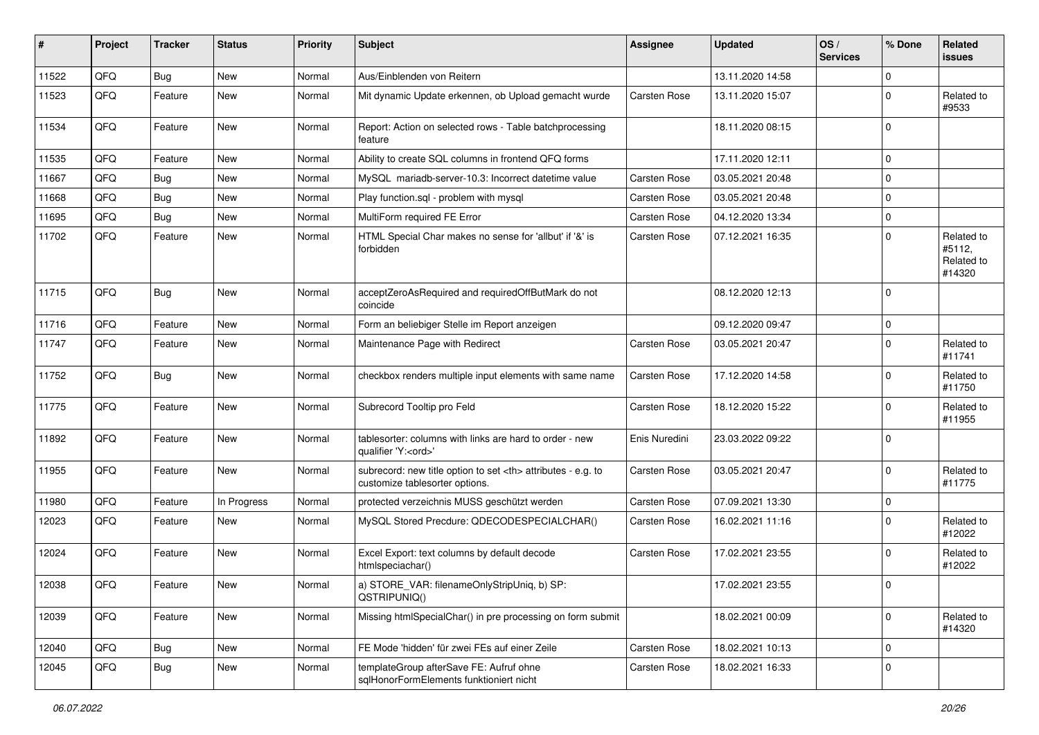| # | Project | Tracker | Status | Priority | Subject | Assignee | Updated | OS / Services | % Done | Related issues |
|---|---|---|---|---|---|---|---|---|---|---|
| 11522 | QFQ | Bug | New | Normal | Aus/Einblenden von Reitern | | 13.11.2020 14:58 | | 0 | |
| 11523 | QFQ | Feature | New | Normal | Mit dynamic Update erkennen, ob Upload gemacht wurde | Carsten Rose | 13.11.2020 15:07 | | 0 | Related to #9533 |
| 11534 | QFQ | Feature | New | Normal | Report: Action on selected rows - Table batchprocessing feature | | 18.11.2020 08:15 | | 0 | |
| 11535 | QFQ | Feature | New | Normal | Ability to create SQL columns in frontend QFQ forms | | 17.11.2020 12:11 | | 0 | |
| 11667 | QFQ | Bug | New | Normal | MySQL mariadb-server-10.3: Incorrect datetime value | Carsten Rose | 03.05.2021 20:48 | | 0 | |
| 11668 | QFQ | Bug | New | Normal | Play function.sql - problem with mysql | Carsten Rose | 03.05.2021 20:48 | | 0 | |
| 11695 | QFQ | Bug | New | Normal | MultiForm required FE Error | Carsten Rose | 04.12.2020 13:34 | | 0 | |
| 11702 | QFQ | Feature | New | Normal | HTML Special Char makes no sense for 'allbut' if '&' is forbidden | Carsten Rose | 07.12.2021 16:35 | | 0 | Related to #5112, Related to #14320 |
| 11715 | QFQ | Bug | New | Normal | acceptZeroAsRequired and requiredOffButMark do not coincide | | 08.12.2020 12:13 | | 0 | |
| 11716 | QFQ | Feature | New | Normal | Form an beliebiger Stelle im Report anzeigen | | 09.12.2020 09:47 | | 0 | |
| 11747 | QFQ | Feature | New | Normal | Maintenance Page with Redirect | Carsten Rose | 03.05.2021 20:47 | | 0 | Related to #11741 |
| 11752 | QFQ | Bug | New | Normal | checkbox renders multiple input elements with same name | Carsten Rose | 17.12.2020 14:58 | | 0 | Related to #11750 |
| 11775 | QFQ | Feature | New | Normal | Subrecord Tooltip pro Feld | Carsten Rose | 18.12.2020 15:22 | | 0 | Related to #11955 |
| 11892 | QFQ | Feature | New | Normal | tablesorter: columns with links are hard to order - new qualifier 'Y:<ord>' | Enis Nuredini | 23.03.2022 09:22 | | 0 | |
| 11955 | QFQ | Feature | New | Normal | subrecord: new title option to set <th> attributes - e.g. to customize tablesorter options. | Carsten Rose | 03.05.2021 20:47 | | 0 | Related to #11775 |
| 11980 | QFQ | Feature | In Progress | Normal | protected verzeichnis MUSS geschützt werden | Carsten Rose | 07.09.2021 13:30 | | 0 | |
| 12023 | QFQ | Feature | New | Normal | MySQL Stored Precdure: QDECODESPECIALCHAR() | Carsten Rose | 16.02.2021 11:16 | | 0 | Related to #12022 |
| 12024 | QFQ | Feature | New | Normal | Excel Export: text columns by default decode htmlspeciachar() | Carsten Rose | 17.02.2021 23:55 | | 0 | Related to #12022 |
| 12038 | QFQ | Feature | New | Normal | a) STORE_VAR: filenameOnlyStripUniq, b) SP: QSTRIPUNIQ() | | 17.02.2021 23:55 | | 0 | |
| 12039 | QFQ | Feature | New | Normal | Missing htmlSpecialChar() in pre processing on form submit | | 18.02.2021 00:09 | | 0 | Related to #14320 |
| 12040 | QFQ | Bug | New | Normal | FE Mode 'hidden' für zwei FEs auf einer Zeile | Carsten Rose | 18.02.2021 10:13 | | 0 | |
| 12045 | QFQ | Bug | New | Normal | templateGroup afterSave FE: Aufruf ohne sqlHonorFormElements funktioniert nicht | Carsten Rose | 18.02.2021 16:33 | | 0 | |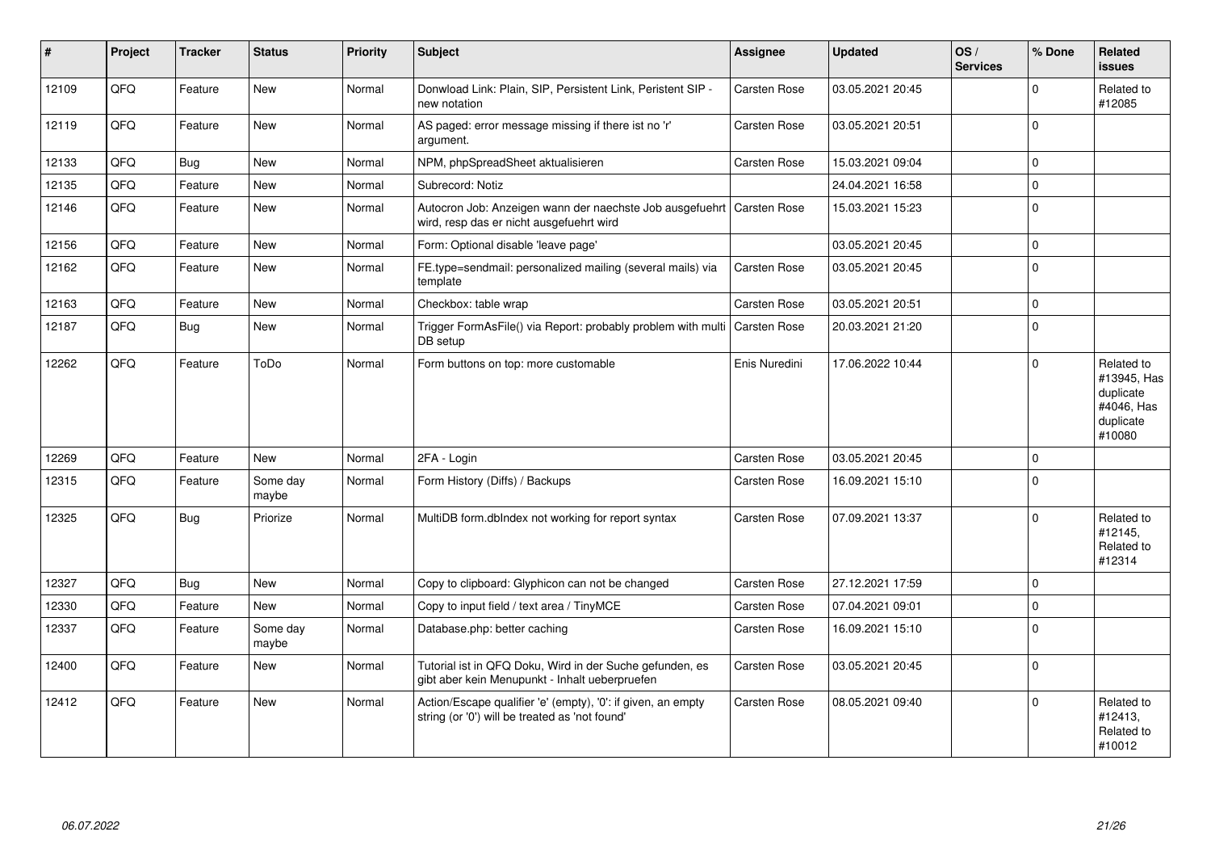| # | Project | Tracker | Status | Priority | Subject | Assignee | Updated | OS / Services | % Done | Related issues |
|---|---|---|---|---|---|---|---|---|---|---|
| 12109 | QFQ | Feature | New | Normal | Donwload Link: Plain, SIP, Persistent Link, Peristent SIP - new notation | Carsten Rose | 03.05.2021 20:45 | | 0 | Related to #12085 |
| 12119 | QFQ | Feature | New | Normal | AS paged: error message missing if there ist no 'r' argument. | Carsten Rose | 03.05.2021 20:51 | | 0 | |
| 12133 | QFQ | Bug | New | Normal | NPM, phpSpreadSheet aktualisieren | Carsten Rose | 15.03.2021 09:04 | | 0 | |
| 12135 | QFQ | Feature | New | Normal | Subrecord: Notiz | | 24.04.2021 16:58 | | 0 | |
| 12146 | QFQ | Feature | New | Normal | Autocron Job: Anzeigen wann der naechste Job ausgefuehrt wird, resp das er nicht ausgefuehrt wird | Carsten Rose | 15.03.2021 15:23 | | 0 | |
| 12156 | QFQ | Feature | New | Normal | Form: Optional disable 'leave page' | | 03.05.2021 20:45 | | 0 | |
| 12162 | QFQ | Feature | New | Normal | FE.type=sendmail: personalized mailing (several mails) via template | Carsten Rose | 03.05.2021 20:45 | | 0 | |
| 12163 | QFQ | Feature | New | Normal | Checkbox: table wrap | Carsten Rose | 03.05.2021 20:51 | | 0 | |
| 12187 | QFQ | Bug | New | Normal | Trigger FormAsFile() via Report: probably problem with multi DB setup | Carsten Rose | 20.03.2021 21:20 | | 0 | |
| 12262 | QFQ | Feature | ToDo | Normal | Form buttons on top: more customable | Enis Nuredini | 17.06.2022 10:44 | | 0 | Related to #13945, Has duplicate #4046, Has duplicate #10080 |
| 12269 | QFQ | Feature | New | Normal | 2FA - Login | Carsten Rose | 03.05.2021 20:45 | | 0 | |
| 12315 | QFQ | Feature | Some day maybe | Normal | Form History (Diffs) / Backups | Carsten Rose | 16.09.2021 15:10 | | 0 | |
| 12325 | QFQ | Bug | Priorize | Normal | MultiDB form.dbIndex not working for report syntax | Carsten Rose | 07.09.2021 13:37 | | 0 | Related to #12145, Related to #12314 |
| 12327 | QFQ | Bug | New | Normal | Copy to clipboard: Glyphicon can not be changed | Carsten Rose | 27.12.2021 17:59 | | 0 | |
| 12330 | QFQ | Feature | New | Normal | Copy to input field / text area / TinyMCE | Carsten Rose | 07.04.2021 09:01 | | 0 | |
| 12337 | QFQ | Feature | Some day maybe | Normal | Database.php: better caching | Carsten Rose | 16.09.2021 15:10 | | 0 | |
| 12400 | QFQ | Feature | New | Normal | Tutorial ist in QFQ Doku, Wird in der Suche gefunden, es gibt aber kein Menupunkt - Inhalt ueberpruefen | Carsten Rose | 03.05.2021 20:45 | | 0 | |
| 12412 | QFQ | Feature | New | Normal | Action/Escape qualifier 'e' (empty), '0': if given, an empty string (or '0') will be treated as 'not found' | Carsten Rose | 08.05.2021 09:40 | | 0 | Related to #12413, Related to #10012 |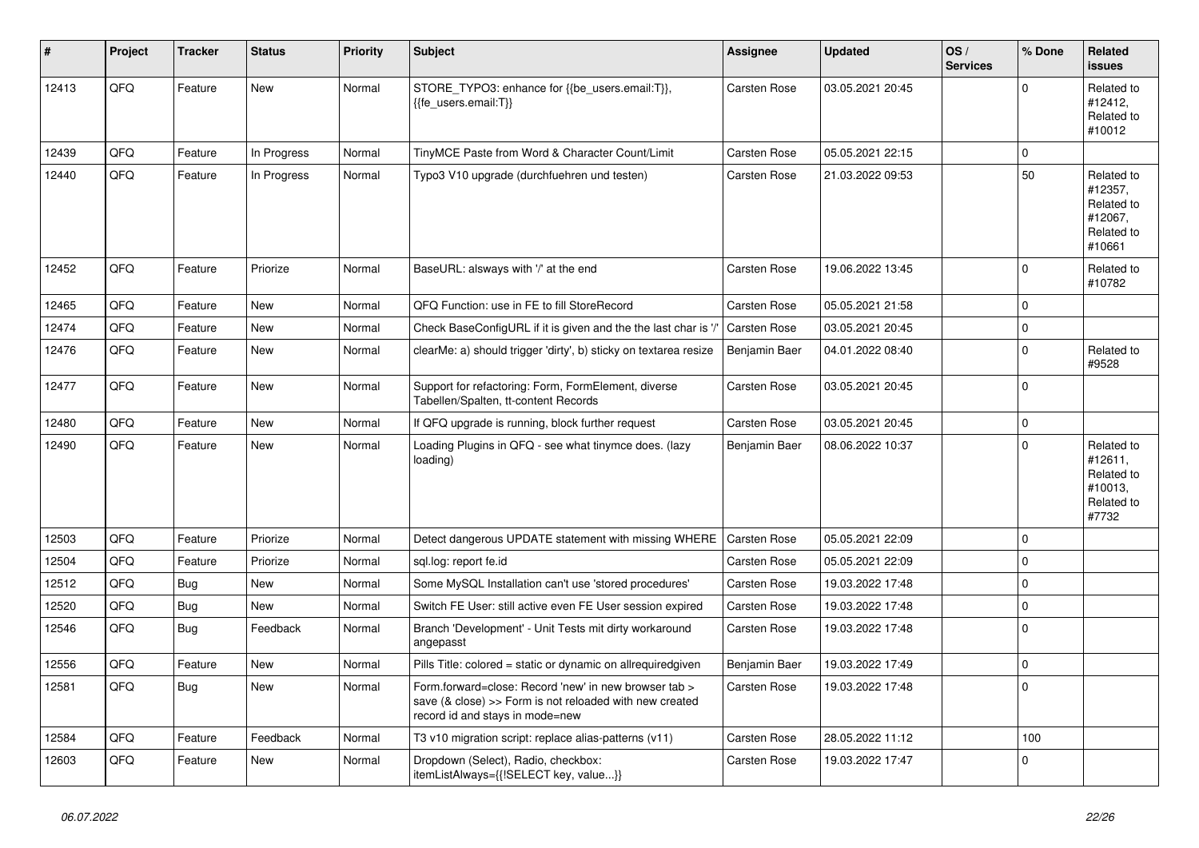| # | Project | Tracker | Status | Priority | Subject | Assignee | Updated | OS / Services | % Done | Related issues |
|---|---|---|---|---|---|---|---|---|---|---|
| 12413 | QFQ | Feature | New | Normal | STORE_TYPO3: enhance for {{be_users.email:T}}, {{fe_users.email:T}} | Carsten Rose | 03.05.2021 20:45 | | 0 | Related to #12412, Related to #10012 |
| 12439 | QFQ | Feature | In Progress | Normal | TinyMCE Paste from Word & Character Count/Limit | Carsten Rose | 05.05.2021 22:15 | | 0 | |
| 12440 | QFQ | Feature | In Progress | Normal | Typo3 V10 upgrade (durchfuehren und testen) | Carsten Rose | 21.03.2022 09:53 | | 50 | Related to #12357, Related to #12067, Related to #10661 |
| 12452 | QFQ | Feature | Priorize | Normal | BaseURL: alsways with '/' at the end | Carsten Rose | 19.06.2022 13:45 | | 0 | Related to #10782 |
| 12465 | QFQ | Feature | New | Normal | QFQ Function: use in FE to fill StoreRecord | Carsten Rose | 05.05.2021 21:58 | | 0 | |
| 12474 | QFQ | Feature | New | Normal | Check BaseConfigURL if it is given and the the last char is '/' | Carsten Rose | 03.05.2021 20:45 | | 0 | |
| 12476 | QFQ | Feature | New | Normal | clearMe: a) should trigger 'dirty', b) sticky on textarea resize | Benjamin Baer | 04.01.2022 08:40 | | 0 | Related to #9528 |
| 12477 | QFQ | Feature | New | Normal | Support for refactoring: Form, FormElement, diverse Tabellen/Spalten, tt-content Records | Carsten Rose | 03.05.2021 20:45 | | 0 | |
| 12480 | QFQ | Feature | New | Normal | If QFQ upgrade is running, block further request | Carsten Rose | 03.05.2021 20:45 | | 0 | |
| 12490 | QFQ | Feature | New | Normal | Loading Plugins in QFQ - see what tinymce does. (lazy loading) | Benjamin Baer | 08.06.2022 10:37 | | 0 | Related to #12611, Related to #10013, Related to #7732 |
| 12503 | QFQ | Feature | Priorize | Normal | Detect dangerous UPDATE statement with missing WHERE | Carsten Rose | 05.05.2021 22:09 | | 0 | |
| 12504 | QFQ | Feature | Priorize | Normal | sql.log: report fe.id | Carsten Rose | 05.05.2021 22:09 | | 0 | |
| 12512 | QFQ | Bug | New | Normal | Some MySQL Installation can't use 'stored procedures' | Carsten Rose | 19.03.2022 17:48 | | 0 | |
| 12520 | QFQ | Bug | New | Normal | Switch FE User: still active even FE User session expired | Carsten Rose | 19.03.2022 17:48 | | 0 | |
| 12546 | QFQ | Bug | Feedback | Normal | Branch 'Development' - Unit Tests mit dirty workaround angepasst | Carsten Rose | 19.03.2022 17:48 | | 0 | |
| 12556 | QFQ | Feature | New | Normal | Pills Title: colored = static or dynamic on allrequiredgiven | Benjamin Baer | 19.03.2022 17:49 | | 0 | |
| 12581 | QFQ | Bug | New | Normal | Form.forward=close: Record 'new' in new browser tab > save (& close) >> Form is not reloaded with new created record id and stays in mode=new | Carsten Rose | 19.03.2022 17:48 | | 0 | |
| 12584 | QFQ | Feature | Feedback | Normal | T3 v10 migration script: replace alias-patterns (v11) | Carsten Rose | 28.05.2022 11:12 | | 100 | |
| 12603 | QFQ | Feature | New | Normal | Dropdown (Select), Radio, checkbox: itemListAlways={{!SELECT key, value...}} | Carsten Rose | 19.03.2022 17:47 | | 0 | |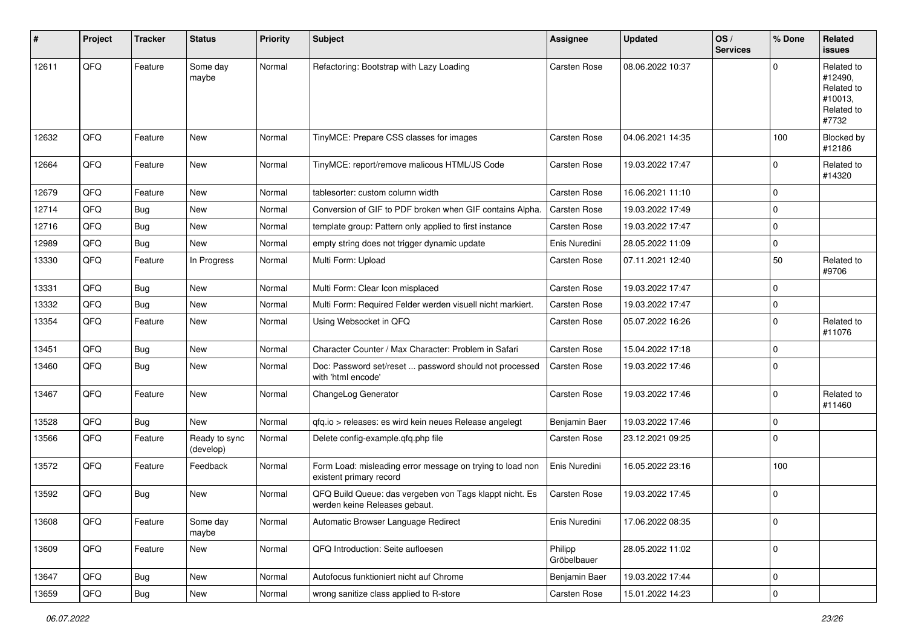| # | Project | Tracker | Status | Priority | Subject | Assignee | Updated | OS / Services | % Done | Related issues |
|---|---|---|---|---|---|---|---|---|---|---|
| 12611 | QFQ | Feature | Some day maybe | Normal | Refactoring: Bootstrap with Lazy Loading | Carsten Rose | 08.06.2022 10:37 | | 0 | Related to #12490, Related to #10013, Related to #7732 |
| 12632 | QFQ | Feature | New | Normal | TinyMCE: Prepare CSS classes for images | Carsten Rose | 04.06.2021 14:35 | | 100 | Blocked by #12186 |
| 12664 | QFQ | Feature | New | Normal | TinyMCE: report/remove malicous HTML/JS Code | Carsten Rose | 19.03.2022 17:47 | | 0 | Related to #14320 |
| 12679 | QFQ | Feature | New | Normal | tablesorter: custom column width | Carsten Rose | 16.06.2021 11:10 | | 0 | |
| 12714 | QFQ | Bug | New | Normal | Conversion of GIF to PDF broken when GIF contains Alpha. | Carsten Rose | 19.03.2022 17:49 | | 0 | |
| 12716 | QFQ | Bug | New | Normal | template group: Pattern only applied to first instance | Carsten Rose | 19.03.2022 17:47 | | 0 | |
| 12989 | QFQ | Bug | New | Normal | empty string does not trigger dynamic update | Enis Nuredini | 28.05.2022 11:09 | | 0 | |
| 13330 | QFQ | Feature | In Progress | Normal | Multi Form: Upload | Carsten Rose | 07.11.2021 12:40 | | 50 | Related to #9706 |
| 13331 | QFQ | Bug | New | Normal | Multi Form: Clear Icon misplaced | Carsten Rose | 19.03.2022 17:47 | | 0 | |
| 13332 | QFQ | Bug | New | Normal | Multi Form: Required Felder werden visuell nicht markiert. | Carsten Rose | 19.03.2022 17:47 | | 0 | |
| 13354 | QFQ | Feature | New | Normal | Using Websocket in QFQ | Carsten Rose | 05.07.2022 16:26 | | 0 | Related to #11076 |
| 13451 | QFQ | Bug | New | Normal | Character Counter / Max Character: Problem in Safari | Carsten Rose | 15.04.2022 17:18 | | 0 | |
| 13460 | QFQ | Bug | New | Normal | Doc: Password set/reset ... password should not processed with 'html encode' | Carsten Rose | 19.03.2022 17:46 | | 0 | |
| 13467 | QFQ | Feature | New | Normal | ChangeLog Generator | Carsten Rose | 19.03.2022 17:46 | | 0 | Related to #11460 |
| 13528 | QFQ | Bug | New | Normal | qfq.io > releases: es wird kein neues Release angelegt | Benjamin Baer | 19.03.2022 17:46 | | 0 | |
| 13566 | QFQ | Feature | Ready to sync (develop) | Normal | Delete config-example.qfq.php file | Carsten Rose | 23.12.2021 09:25 | | 0 | |
| 13572 | QFQ | Feature | Feedback | Normal | Form Load: misleading error message on trying to load non existent primary record | Enis Nuredini | 16.05.2022 23:16 | | 100 | |
| 13592 | QFQ | Bug | New | Normal | QFQ Build Queue: das vergeben von Tags klappt nicht. Es werden keine Releases gebaut. | Carsten Rose | 19.03.2022 17:45 | | 0 | |
| 13608 | QFQ | Feature | Some day maybe | Normal | Automatic Browser Language Redirect | Enis Nuredini | 17.06.2022 08:35 | | 0 | |
| 13609 | QFQ | Feature | New | Normal | QFQ Introduction: Seite aufloesen | Philipp Gröbelbauer | 28.05.2022 11:02 | | 0 | |
| 13647 | QFQ | Bug | New | Normal | Autofocus funktioniert nicht auf Chrome | Benjamin Baer | 19.03.2022 17:44 | | 0 | |
| 13659 | QFQ | Bug | New | Normal | wrong sanitize class applied to R-store | Carsten Rose | 15.01.2022 14:23 | | 0 | |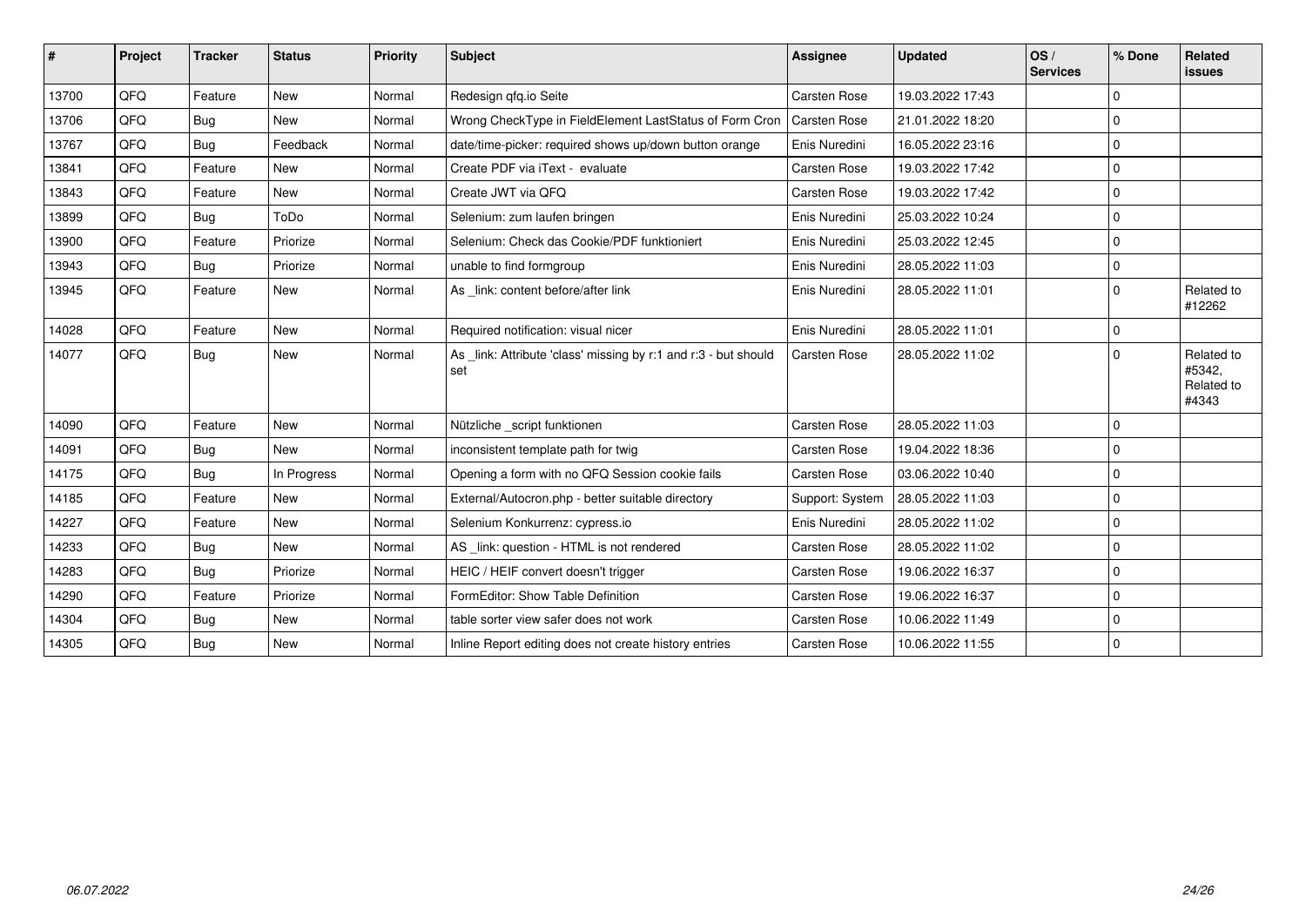| # | Project | Tracker | Status | Priority | Subject | Assignee | Updated | OS / Services | % Done | Related issues |
|---|---|---|---|---|---|---|---|---|---|---|
| 13700 | QFQ | Feature | New | Normal | Redesign qfq.io Seite | Carsten Rose | 19.03.2022 17:43 | | 0 | |
| 13706 | QFQ | Bug | New | Normal | Wrong CheckType in FieldElement LastStatus of Form Cron | Carsten Rose | 21.01.2022 18:20 | | 0 | |
| 13767 | QFQ | Bug | Feedback | Normal | date/time-picker: required shows up/down button orange | Enis Nuredini | 16.05.2022 23:16 | | 0 | |
| 13841 | QFQ | Feature | New | Normal | Create PDF via iText - evaluate | Carsten Rose | 19.03.2022 17:42 | | 0 | |
| 13843 | QFQ | Feature | New | Normal | Create JWT via QFQ | Carsten Rose | 19.03.2022 17:42 | | 0 | |
| 13899 | QFQ | Bug | ToDo | Normal | Selenium: zum laufen bringen | Enis Nuredini | 25.03.2022 10:24 | | 0 | |
| 13900 | QFQ | Feature | Priorize | Normal | Selenium: Check das Cookie/PDF funktioniert | Enis Nuredini | 25.03.2022 12:45 | | 0 | |
| 13943 | QFQ | Bug | Priorize | Normal | unable to find formgroup | Enis Nuredini | 28.05.2022 11:03 | | 0 | |
| 13945 | QFQ | Feature | New | Normal | As _link: content before/after link | Enis Nuredini | 28.05.2022 11:01 | | 0 | Related to #12262 |
| 14028 | QFQ | Feature | New | Normal | Required notification: visual nicer | Enis Nuredini | 28.05.2022 11:01 | | 0 | |
| 14077 | QFQ | Bug | New | Normal | As _link: Attribute 'class' missing by r:1 and r:3 - but should set | Carsten Rose | 28.05.2022 11:02 | | 0 | Related to #5342, Related to #4343 |
| 14090 | QFQ | Feature | New | Normal | Nützliche _script funktionen | Carsten Rose | 28.05.2022 11:03 | | 0 | |
| 14091 | QFQ | Bug | New | Normal | inconsistent template path for twig | Carsten Rose | 19.04.2022 18:36 | | 0 | |
| 14175 | QFQ | Bug | In Progress | Normal | Opening a form with no QFQ Session cookie fails | Carsten Rose | 03.06.2022 10:40 | | 0 | |
| 14185 | QFQ | Feature | New | Normal | External/Autocron.php - better suitable directory | Support: System | 28.05.2022 11:03 | | 0 | |
| 14227 | QFQ | Feature | New | Normal | Selenium Konkurrenz: cypress.io | Enis Nuredini | 28.05.2022 11:02 | | 0 | |
| 14233 | QFQ | Bug | New | Normal | AS _link: question - HTML is not rendered | Carsten Rose | 28.05.2022 11:02 | | 0 | |
| 14283 | QFQ | Bug | Priorize | Normal | HEIC / HEIF convert doesn't trigger | Carsten Rose | 19.06.2022 16:37 | | 0 | |
| 14290 | QFQ | Feature | Priorize | Normal | FormEditor: Show Table Definition | Carsten Rose | 19.06.2022 16:37 | | 0 | |
| 14304 | QFQ | Bug | New | Normal | table sorter view safer does not work | Carsten Rose | 10.06.2022 11:49 | | 0 | |
| 14305 | QFQ | Bug | New | Normal | Inline Report editing does not create history entries | Carsten Rose | 10.06.2022 11:55 | | 0 | |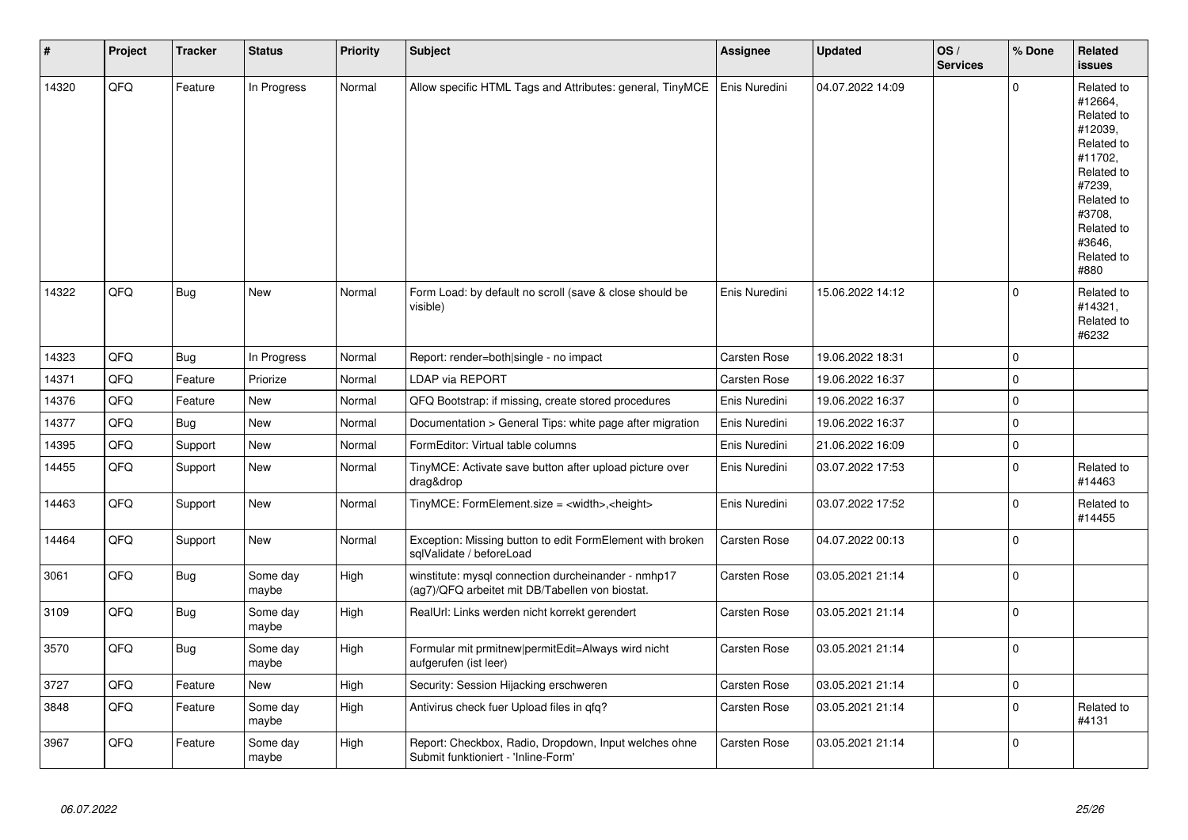| # | Project | Tracker | Status | Priority | Subject | Assignee | Updated | OS / Services | % Done | Related issues |
|---|---|---|---|---|---|---|---|---|---|---|
| 14320 | QFQ | Feature | In Progress | Normal | Allow specific HTML Tags and Attributes: general, TinyMCE | Enis Nuredini | 04.07.2022 14:09 | | 0 | Related to #12664, Related to #12039, Related to #11702, Related to #7239, Related to #3708, Related to #3646, Related to #880 |
| 14322 | QFQ | Bug | New | Normal | Form Load: by default no scroll (save & close should be visible) | Enis Nuredini | 15.06.2022 14:12 | | 0 | Related to #14321, Related to #6232 |
| 14323 | QFQ | Bug | In Progress | Normal | Report: render=both\|single - no impact | Carsten Rose | 19.06.2022 18:31 | | 0 | |
| 14371 | QFQ | Feature | Priorize | Normal | LDAP via REPORT | Carsten Rose | 19.06.2022 16:37 | | 0 | |
| 14376 | QFQ | Feature | New | Normal | QFQ Bootstrap: if missing, create stored procedures | Enis Nuredini | 19.06.2022 16:37 | | 0 | |
| 14377 | QFQ | Bug | New | Normal | Documentation > General Tips: white page after migration | Enis Nuredini | 19.06.2022 16:37 | | 0 | |
| 14395 | QFQ | Support | New | Normal | FormEditor: Virtual table columns | Enis Nuredini | 21.06.2022 16:09 | | 0 | |
| 14455 | QFQ | Support | New | Normal | TinyMCE: Activate save button after upload picture over drag&drop | Enis Nuredini | 03.07.2022 17:53 | | 0 | Related to #14463 |
| 14463 | QFQ | Support | New | Normal | TinyMCE: FormElement.size = <width>,<height> | Enis Nuredini | 03.07.2022 17:52 | | 0 | Related to #14455 |
| 14464 | QFQ | Support | New | Normal | Exception: Missing button to edit FormElement with broken sqlValidate / beforeLoad | Carsten Rose | 04.07.2022 00:13 | | 0 | |
| 3061 | QFQ | Bug | Some day maybe | High | winstitute: mysql connection durcheinander - nmhp17 (ag7)/QFQ arbeitet mit DB/Tabellen von biostat. | Carsten Rose | 03.05.2021 21:14 | | 0 | |
| 3109 | QFQ | Bug | Some day maybe | High | RealUrl: Links werden nicht korrekt gerendert | Carsten Rose | 03.05.2021 21:14 | | 0 | |
| 3570 | QFQ | Bug | Some day maybe | High | Formular mit prmitnew\|permitEdit=Always wird nicht aufgerufen (ist leer) | Carsten Rose | 03.05.2021 21:14 | | 0 | |
| 3727 | QFQ | Feature | New | High | Security: Session Hijacking erschweren | Carsten Rose | 03.05.2021 21:14 | | 0 | |
| 3848 | QFQ | Feature | Some day maybe | High | Antivirus check fuer Upload files in qfq? | Carsten Rose | 03.05.2021 21:14 | | 0 | Related to #4131 |
| 3967 | QFQ | Feature | Some day maybe | High | Report: Checkbox, Radio, Dropdown, Input welches ohne Submit funktioniert - 'Inline-Form' | Carsten Rose | 03.05.2021 21:14 | | 0 | |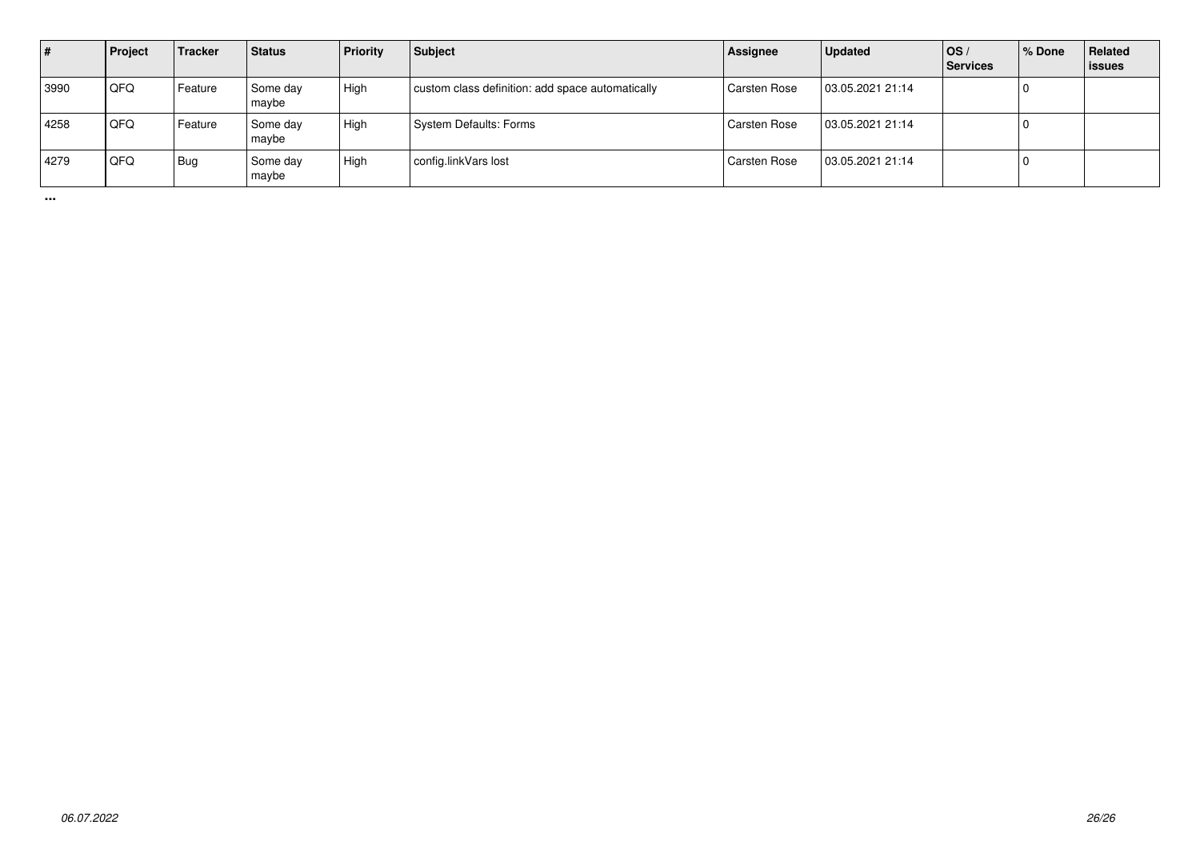| # | Project | Tracker | Status | Priority | Subject | Assignee | Updated | OS / Services | % Done | Related issues |
|---|---|---|---|---|---|---|---|---|---|---|
| 3990 | QFQ | Feature | Some day maybe | High | custom class definition: add space automatically | Carsten Rose | 03.05.2021 21:14 | | 0 | |
| 4258 | QFQ | Feature | Some day maybe | High | System Defaults: Forms | Carsten Rose | 03.05.2021 21:14 | | 0 | |
| 4279 | QFQ | Bug | Some day maybe | High | config.linkVars lost | Carsten Rose | 03.05.2021 21:14 | | 0 | |

...

*06.07.2022*